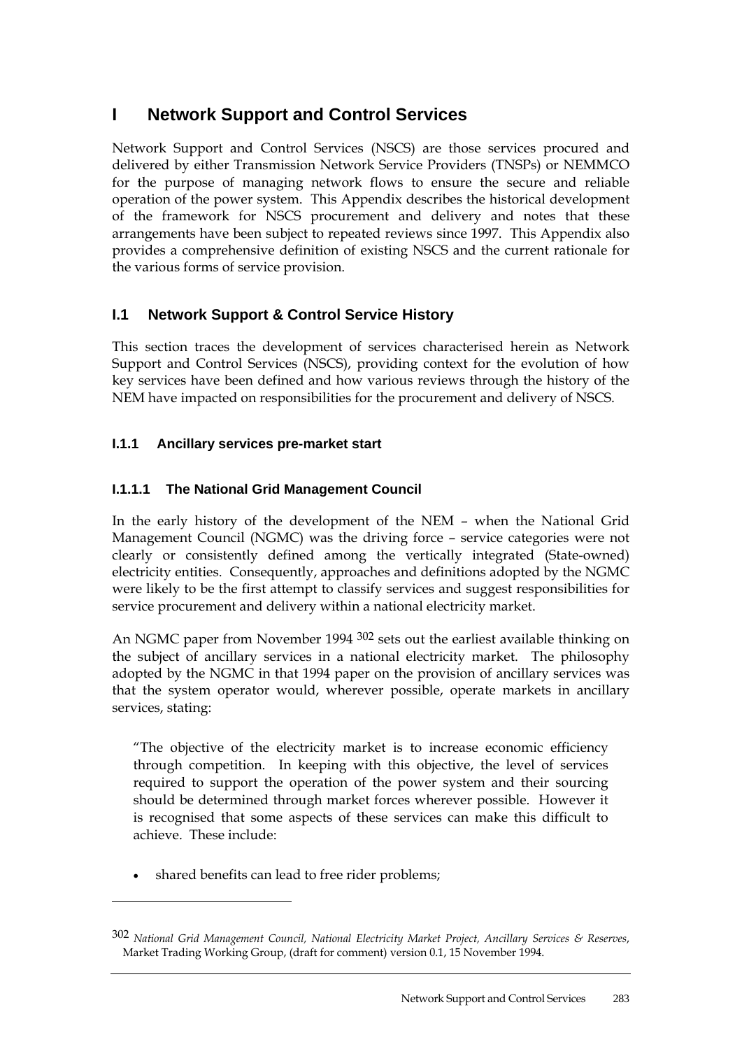# I Network Support and Control Services

Network Support and Control Services (NSCS) are those services procured and delivered by either Transmission Network Service Providers (TNSPs) or NEMMCO for the purpose of managing network flows to ensure the secure and reliable operation of the power system. This Appendix describes the historical development of the framework for NSCS procurement and delivery and notes that these arrangements have been subject to repeated reviews since 1997. This Appendix also provides a comprehensive definition of existing NSCS and the current rationale for the various forms of service provision.

## I.1 Network Support & Control Service History

This section traces the development of services characterised herein as Network Support and Control Services (NSCS), providing context for the evolution of how key services have been defined and how various reviews through the history of the NEM have impacted on responsibilities for the procurement and delivery of NSCS.

### I.1.1 Ancillary services pre-market start

#### I.1.1.1 The National Grid Management Council

In the early history of the development of the NEM – when the National Grid Management Council (NGMC) was the driving force – service categories were not clearly or consistently defined among the vertically integrated (State-owned) electricity entities. Consequently, approaches and definitions adopted by the NGMC were likely to be the first attempt to classify services and suggest responsibilities for service procurement and delivery within a national electricity market.

An NGMC paper from November 1994 [302] sets out the earliest available thinking on the subject of ancillary services in a national electricity market. The philosophy adopted by the NGMC in that 1994 paper on the provision of ancillary services was that the system operator would, wherever possible, operate markets in ancillary services, stating:

> "The objective of the electricity market is to increase economic efficiency through competition. In keeping with this objective, the level of services required to support the operation of the power system and their sourcing should be determined through market forces wherever possible. However it is recognised that some aspects of these services can make this difficult to achieve. These include:
>
> - shared benefits can lead to free rider problems;

---

[302] *National Grid Management Council, National Electricity Market Project, Ancillary Services & Reserves*, Market Trading Working Group, (draft for comment) version 0.1, 15 November 1994.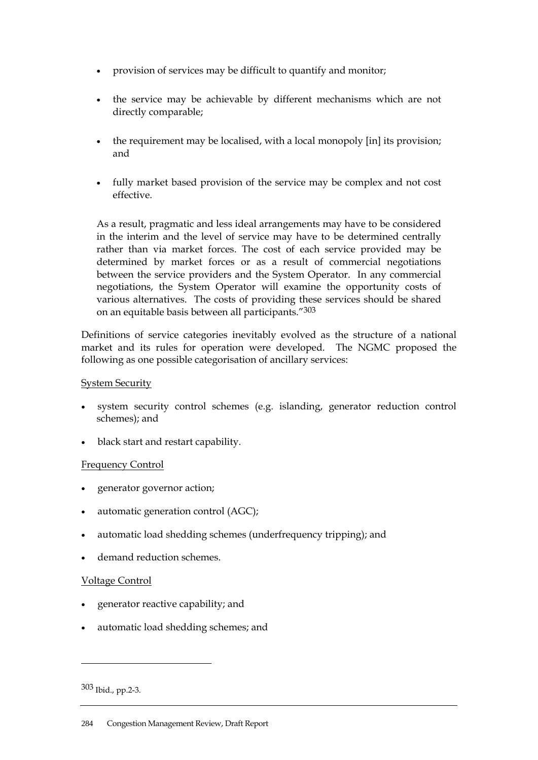- provision of services may be difficult to quantify and monitor;

- the service may be achievable by different mechanisms which are not directly comparable;

- the requirement may be localised, with a local monopoly [in] its provision; and

- fully market based provision of the service may be complex and not cost effective.

As a result, pragmatic and less ideal arrangements may have to be considered in the interim and the level of service may have to be determined centrally rather than via market forces. The cost of each service provided may be determined by market forces or as a result of commercial negotiations between the service providers and the System Operator. In any commercial negotiations, the System Operator will examine the opportunity costs of various alternatives. The costs of providing these services should be shared on an equitable basis between all participants."[303]

Definitions of service categories inevitably evolved as the structure of a national market and its rules for operation were developed. The NGMC proposed the following as one possible categorisation of ancillary services:

System Security

- system security control schemes (e.g. islanding, generator reduction control schemes); and
- black start and restart capability.

Frequency Control

- generator governor action;
- automatic generation control (AGC);
- automatic load shedding schemes (underfrequency tripping); and
- demand reduction schemes.

Voltage Control

- generator reactive capability; and
- automatic load shedding schemes; and

[303] Ibid., pp.2-3.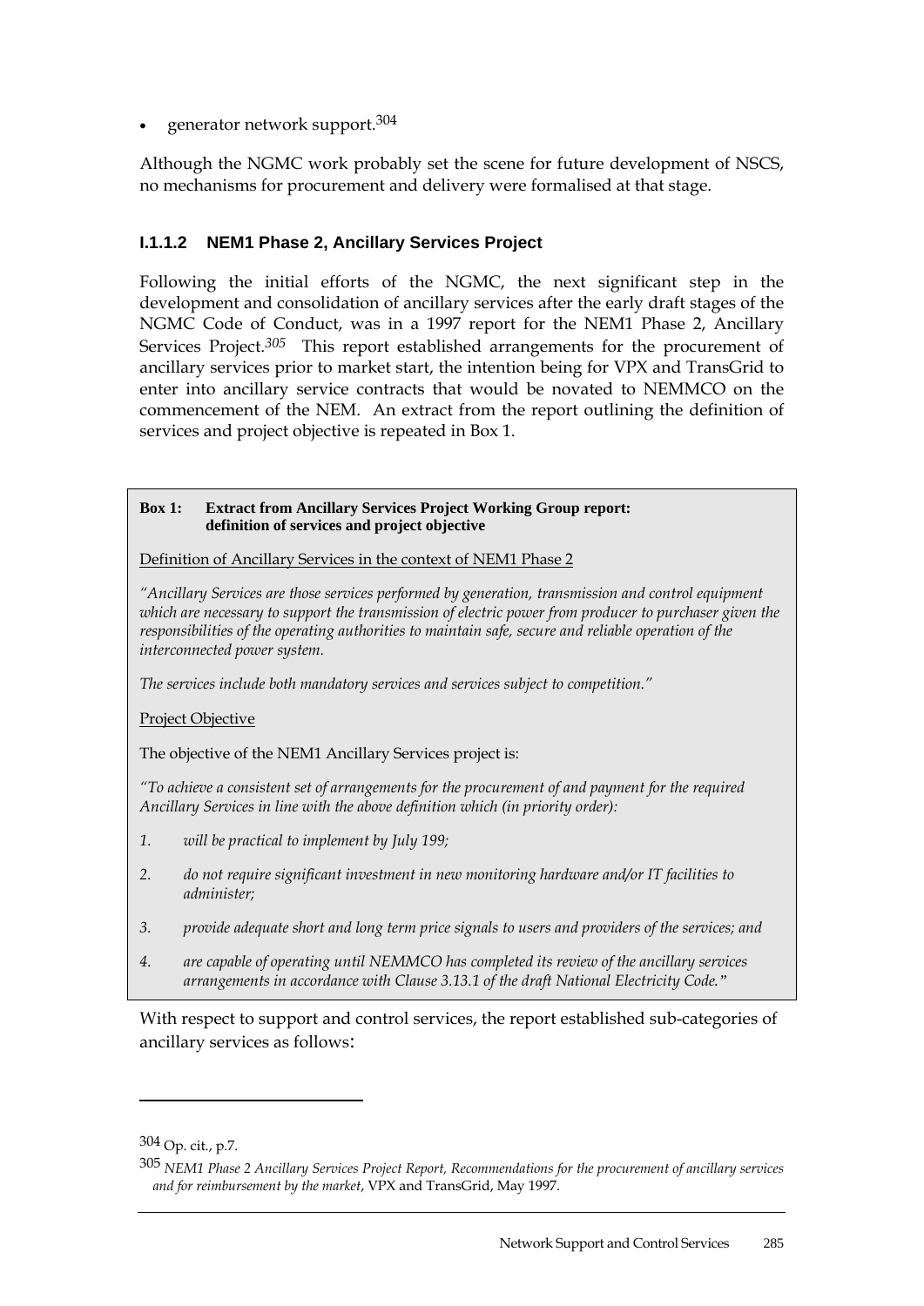- generator network support.[304]

Although the NGMC work probably set the scene for future development of NSCS, no mechanisms for procurement and delivery were formalised at that stage.

#### I.1.1.2 NEM1 Phase 2, Ancillary Services Project

Following the initial efforts of the NGMC, the next significant step in the development and consolidation of ancillary services after the early draft stages of the NGMC Code of Conduct, was in a 1997 report for the NEM1 Phase 2, Ancillary Services Project.[305] This report established arrangements for the procurement of ancillary services prior to market start, the intention being for VPX and TransGrid to enter into ancillary service contracts that would be novated to NEMMCO on the commencement of the NEM. An extract from the report outlining the definition of services and project objective is repeated in Box 1.

> **Box 1: Extract from Ancillary Services Project Working Group report: definition of services and project objective**
>
> Definition of Ancillary Services in the context of NEM1 Phase 2
>
> *"Ancillary Services are those services performed by generation, transmission and control equipment which are necessary to support the transmission of electric power from producer to purchaser given the responsibilities of the operating authorities to maintain safe, secure and reliable operation of the interconnected power system.*
>
> *The services include both mandatory services and services subject to competition."*
>
> Project Objective
>
> The objective of the NEM1 Ancillary Services project is:
>
> *"To achieve a consistent set of arrangements for the procurement of and payment for the required Ancillary Services in line with the above definition which (in priority order):*
>
> 1. *will be practical to implement by July 199;*
> 2. *do not require significant investment in new monitoring hardware and/or IT facilities to administer;*
> 3. *provide adequate short and long term price signals to users and providers of the services; and*
> 4. *are capable of operating until NEMMCO has completed its review of the ancillary services arrangements in accordance with Clause 3.13.1 of the draft National Electricity Code."*

With respect to support and control services, the report established sub-categories of ancillary services as follows:

---

[304] Op. cit., p.7.

[305] *NEM1 Phase 2 Ancillary Services Project Report, Recommendations for the procurement of ancillary services and for reimbursement by the market*, VPX and TransGrid, May 1997.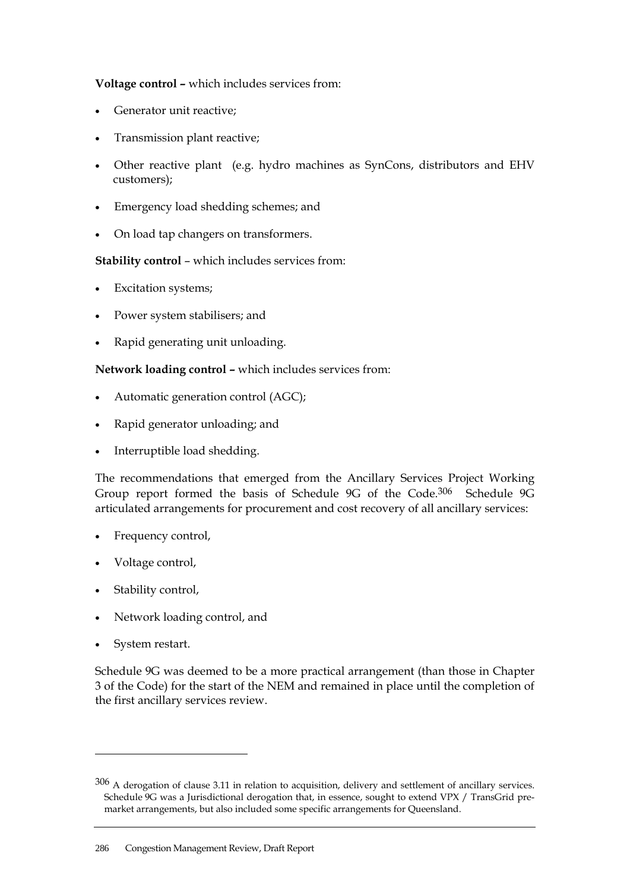**Voltage control –** which includes services from:

- Generator unit reactive;
- Transmission plant reactive;
- Other reactive plant (e.g. hydro machines as SynCons, distributors and EHV customers);
- Emergency load shedding schemes; and
- On load tap changers on transformers.

**Stability control** – which includes services from:

- Excitation systems;
- Power system stabilisers; and
- Rapid generating unit unloading.

**Network loading control –** which includes services from:

- Automatic generation control (AGC);
- Rapid generator unloading; and
- Interruptible load shedding.

The recommendations that emerged from the Ancillary Services Project Working Group report formed the basis of Schedule 9G of the Code.[306] Schedule 9G articulated arrangements for procurement and cost recovery of all ancillary services:

- Frequency control,
- Voltage control,
- Stability control,
- Network loading control, and
- System restart.

Schedule 9G was deemed to be a more practical arrangement (than those in Chapter 3 of the Code) for the start of the NEM and remained in place until the completion of the first ancillary services review.

---

[306] A derogation of clause 3.11 in relation to acquisition, delivery and settlement of ancillary services. Schedule 9G was a Jurisdictional derogation that, in essence, sought to extend VPX / TransGrid pre-market arrangements, but also included some specific arrangements for Queensland.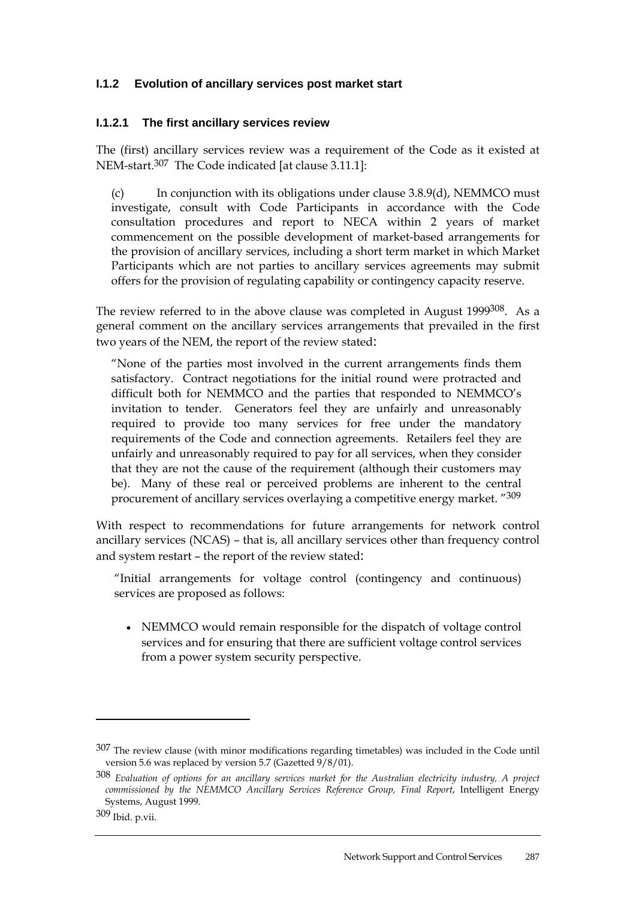### I.1.2 Evolution of ancillary services post market start

#### I.1.2.1 The first ancillary services review

The (first) ancillary services review was a requirement of the Code as it existed at NEM-start.[307] The Code indicated [at clause 3.11.1]:

> (c) In conjunction with its obligations under clause 3.8.9(d), NEMMCO must investigate, consult with Code Participants in accordance with the Code consultation procedures and report to NECA within 2 years of market commencement on the possible development of market-based arrangements for the provision of ancillary services, including a short term market in which Market Participants which are not parties to ancillary services agreements may submit offers for the provision of regulating capability or contingency capacity reserve.

The review referred to in the above clause was completed in August 1999[308]. As a general comment on the ancillary services arrangements that prevailed in the first two years of the NEM, the report of the review stated:

> "None of the parties most involved in the current arrangements finds them satisfactory. Contract negotiations for the initial round were protracted and difficult both for NEMMCO and the parties that responded to NEMMCO's invitation to tender. Generators feel they are unfairly and unreasonably required to provide too many services for free under the mandatory requirements of the Code and connection agreements. Retailers feel they are unfairly and unreasonably required to pay for all services, when they consider that they are not the cause of the requirement (although their customers may be). Many of these real or perceived problems are inherent to the central procurement of ancillary services overlaying a competitive energy market. "[309]

With respect to recommendations for future arrangements for network control ancillary services (NCAS) – that is, all ancillary services other than frequency control and system restart – the report of the review stated:

> "Initial arrangements for voltage control (contingency and continuous) services are proposed as follows:
>
> - NEMMCO would remain responsible for the dispatch of voltage control services and for ensuring that there are sufficient voltage control services from a power system security perspective.

---

[307] The review clause (with minor modifications regarding timetables) was included in the Code until version 5.6 was replaced by version 5.7 (Gazetted 9/8/01).

[308] *Evaluation of options for an ancillary services market for the Australian electricity industry, A project commissioned by the NEMMCO Ancillary Services Reference Group, Final Report*, Intelligent Energy Systems, August 1999.

[309] Ibid. p.vii.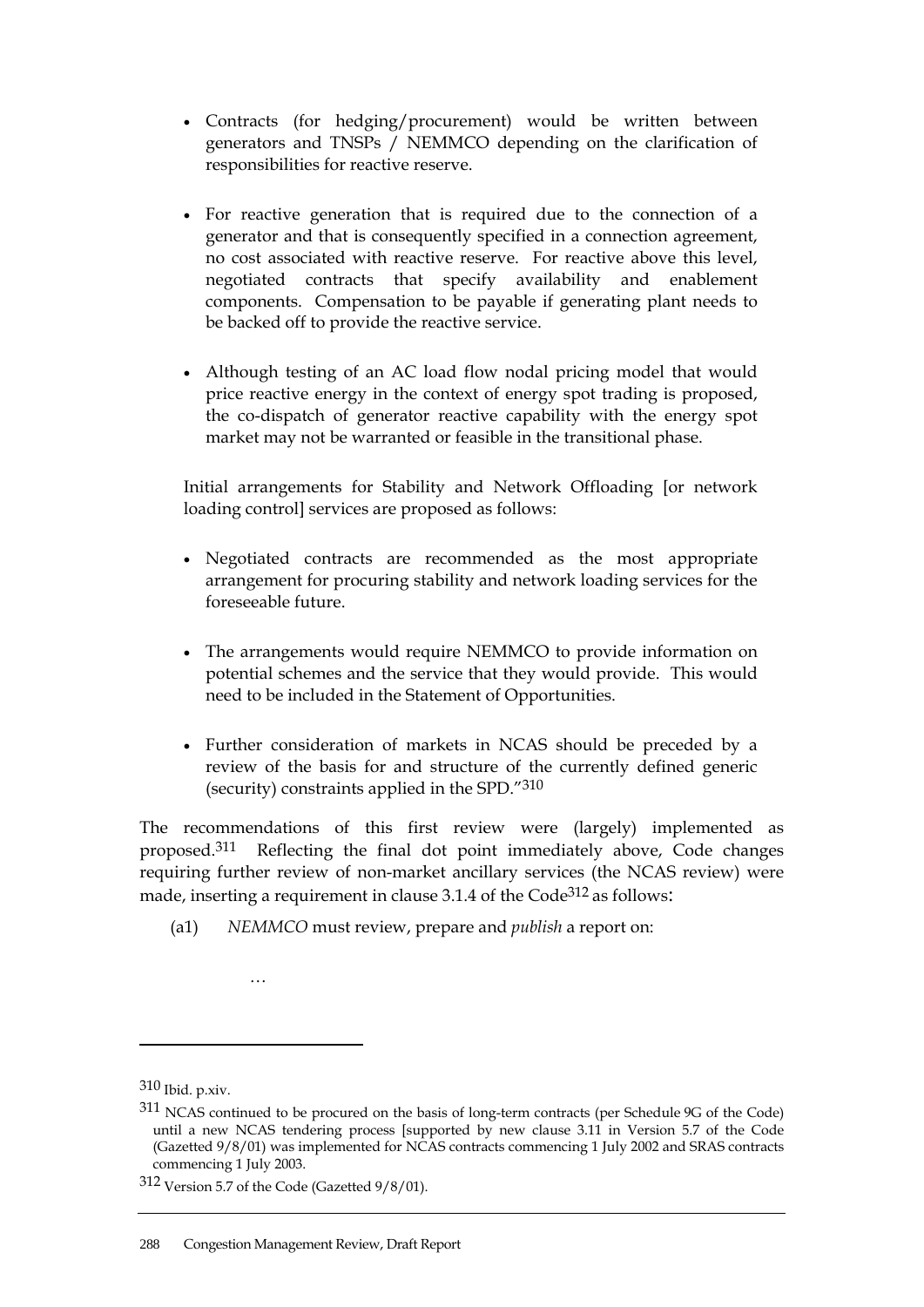- Contracts (for hedging/procurement) would be written between generators and TNSPs / NEMMCO depending on the clarification of responsibilities for reactive reserve.

- For reactive generation that is required due to the connection of a generator and that is consequently specified in a connection agreement, no cost associated with reactive reserve. For reactive above this level, negotiated contracts that specify availability and enablement components. Compensation to be payable if generating plant needs to be backed off to provide the reactive service.

- Although testing of an AC load flow nodal pricing model that would price reactive energy in the context of energy spot trading is proposed, the co-dispatch of generator reactive capability with the energy spot market may not be warranted or feasible in the transitional phase.

Initial arrangements for Stability and Network Offloading [or network loading control] services are proposed as follows:

- Negotiated contracts are recommended as the most appropriate arrangement for procuring stability and network loading services for the foreseeable future.

- The arrangements would require NEMMCO to provide information on potential schemes and the service that they would provide. This would need to be included in the Statement of Opportunities.

- Further consideration of markets in NCAS should be preceded by a review of the basis for and structure of the currently defined generic (security) constraints applied in the SPD."[310]

The recommendations of this first review were (largely) implemented as proposed.[311] Reflecting the final dot point immediately above, Code changes requiring further review of non-market ancillary services (the NCAS review) were made, inserting a requirement in clause 3.1.4 of the Code[312] as follows:

(a1) *NEMMCO* must review, prepare and *publish* a report on:

…

---

[310] Ibid. p.xiv.

[311] NCAS continued to be procured on the basis of long-term contracts (per Schedule 9G of the Code) until a new NCAS tendering process [supported by new clause 3.11 in Version 5.7 of the Code (Gazetted 9/8/01) was implemented for NCAS contracts commencing 1 July 2002 and SRAS contracts commencing 1 July 2003.

[312] Version 5.7 of the Code (Gazetted 9/8/01).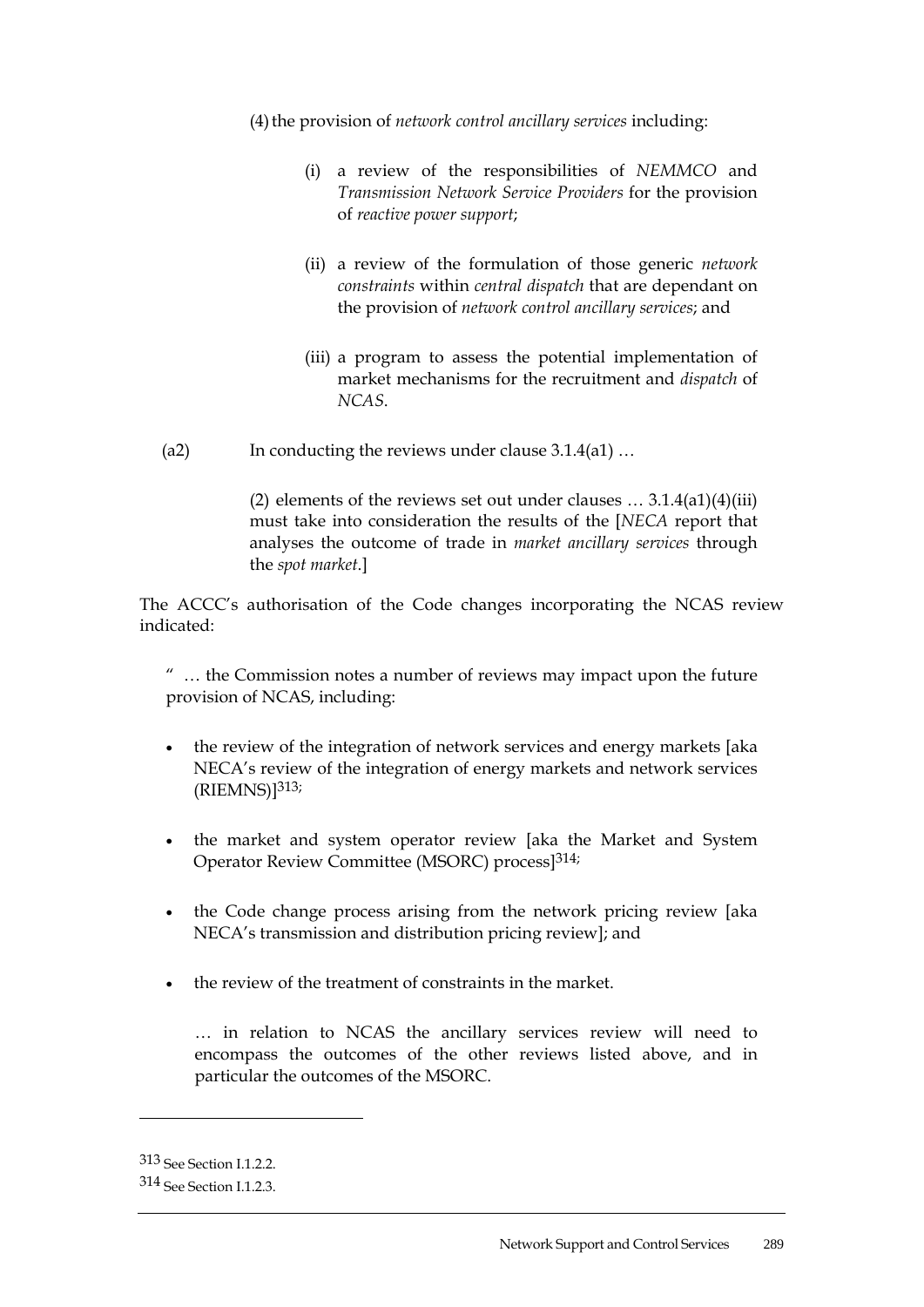(4) the provision of *network control ancillary services* including:

> (i) a review of the responsibilities of *NEMMCO* and *Transmission Network Service Providers* for the provision of *reactive power support*;
>
> (ii) a review of the formulation of those generic *network constraints* within *central dispatch* that are dependant on the provision of *network control ancillary services*; and
>
> (iii) a program to assess the potential implementation of market mechanisms for the recruitment and *dispatch* of *NCAS*.

(a2) In conducting the reviews under clause 3.1.4(a1) …

> (2) elements of the reviews set out under clauses … 3.1.4(a1)(4)(iii) must take into consideration the results of the [*NECA* report that analyses the outcome of trade in *market ancillary services* through the *spot market*.]

The ACCC's authorisation of the Code changes incorporating the NCAS review indicated:

> " … the Commission notes a number of reviews may impact upon the future provision of NCAS, including:
>
> - the review of the integration of network services and energy markets [aka NECA's review of the integration of energy markets and network services (RIEMNS)][313];
> - the market and system operator review [aka the Market and System Operator Review Committee (MSORC) process][314];
> - the Code change process arising from the network pricing review [aka NECA's transmission and distribution pricing review]; and
> - the review of the treatment of constraints in the market.
>
> … in relation to NCAS the ancillary services review will need to encompass the outcomes of the other reviews listed above, and in particular the outcomes of the MSORC.

[313] See Section I.1.2.2.

[314] See Section I.1.2.3.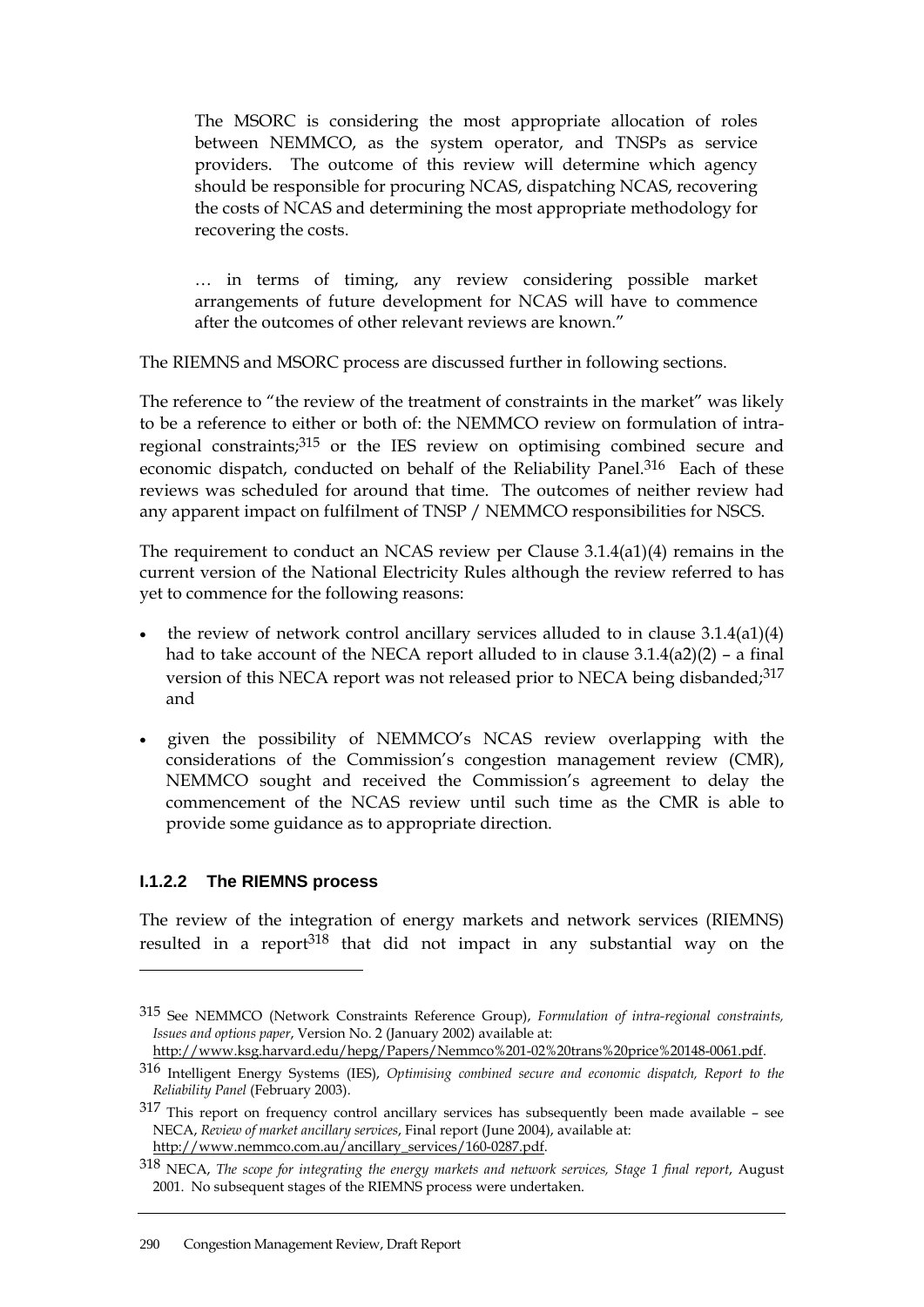The MSORC is considering the most appropriate allocation of roles between NEMMCO, as the system operator, and TNSPs as service providers. The outcome of this review will determine which agency should be responsible for procuring NCAS, dispatching NCAS, recovering the costs of NCAS and determining the most appropriate methodology for recovering the costs.

… in terms of timing, any review considering possible market arrangements of future development for NCAS will have to commence after the outcomes of other relevant reviews are known."

The RIEMNS and MSORC process are discussed further in following sections.

The reference to "the review of the treatment of constraints in the market" was likely to be a reference to either or both of: the NEMMCO review on formulation of intra-regional constraints;[315] or the IES review on optimising combined secure and economic dispatch, conducted on behalf of the Reliability Panel.[316] Each of these reviews was scheduled for around that time. The outcomes of neither review had any apparent impact on fulfilment of TNSP / NEMMCO responsibilities for NSCS.

The requirement to conduct an NCAS review per Clause 3.1.4(a1)(4) remains in the current version of the National Electricity Rules although the review referred to has yet to commence for the following reasons:

- the review of network control ancillary services alluded to in clause 3.1.4(a1)(4) had to take account of the NECA report alluded to in clause 3.1.4(a2)(2) – a final version of this NECA report was not released prior to NECA being disbanded;[317] and
- given the possibility of NEMMCO's NCAS review overlapping with the considerations of the Commission's congestion management review (CMR), NEMMCO sought and received the Commission's agreement to delay the commencement of the NCAS review until such time as the CMR is able to provide some guidance as to appropriate direction.

#### I.1.2.2 The RIEMNS process

The review of the integration of energy markets and network services (RIEMNS) resulted in a report[318] that did not impact in any substantial way on the

---

[315] See NEMMCO (Network Constraints Reference Group), *Formulation of intra-regional constraints, Issues and options paper*, Version No. 2 (January 2002) available at: http://www.ksg.harvard.edu/hepg/Papers/Nemmco%201-02%20trans%20price%20148-0061.pdf.

[316] Intelligent Energy Systems (IES), *Optimising combined secure and economic dispatch, Report to the Reliability Panel* (February 2003).

[317] This report on frequency control ancillary services has subsequently been made available – see NECA, *Review of market ancillary services*, Final report (June 2004), available at: http://www.nemmco.com.au/ancillary_services/160-0287.pdf.

[318] NECA, *The scope for integrating the energy markets and network services, Stage 1 final report*, August 2001. No subsequent stages of the RIEMNS process were undertaken.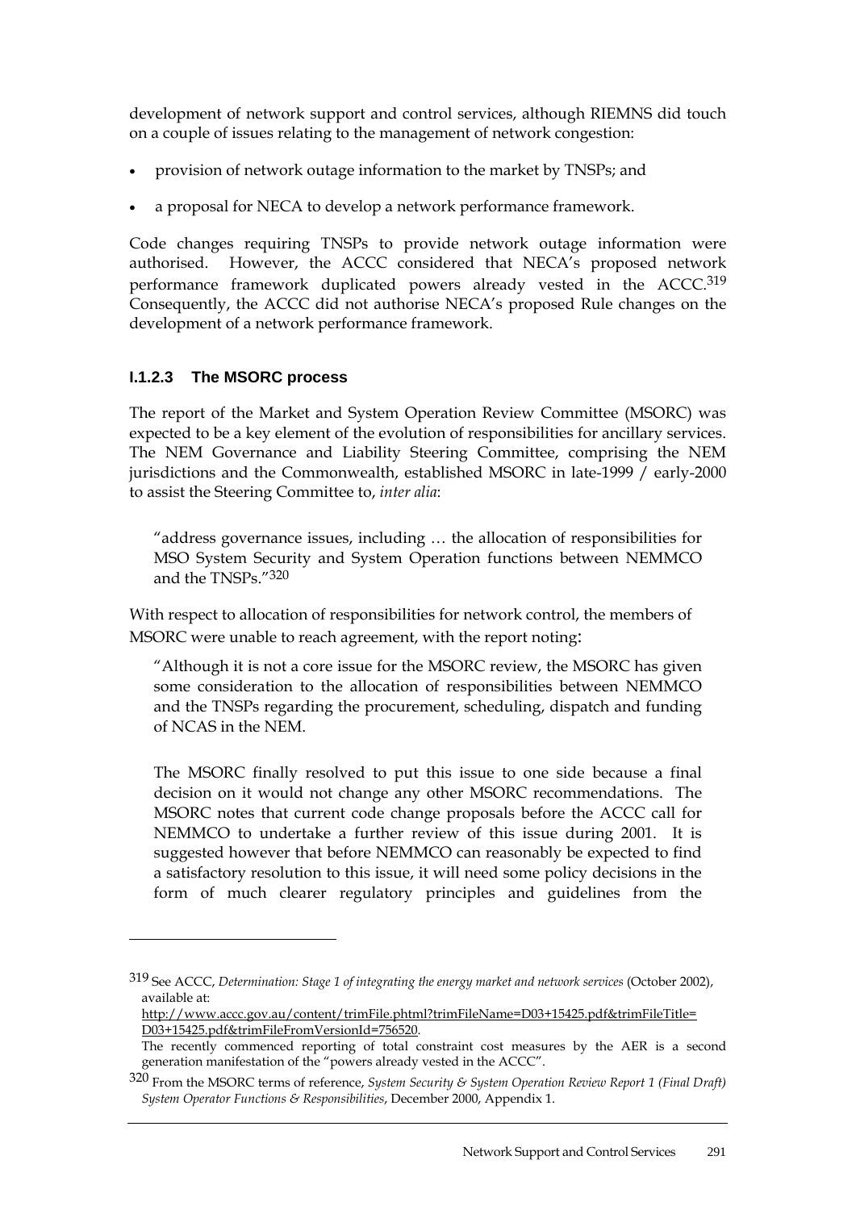development of network support and control services, although RIEMNS did touch on a couple of issues relating to the management of network congestion:

- provision of network outage information to the market by TNSPs; and
- a proposal for NECA to develop a network performance framework.

Code changes requiring TNSPs to provide network outage information were authorised. However, the ACCC considered that NECA's proposed network performance framework duplicated powers already vested in the ACCC.[319] Consequently, the ACCC did not authorise NECA's proposed Rule changes on the development of a network performance framework.

#### I.1.2.3 The MSORC process

The report of the Market and System Operation Review Committee (MSORC) was expected to be a key element of the evolution of responsibilities for ancillary services. The NEM Governance and Liability Steering Committee, comprising the NEM jurisdictions and the Commonwealth, established MSORC in late-1999 / early-2000 to assist the Steering Committee to, *inter alia*:

> "address governance issues, including … the allocation of responsibilities for MSO System Security and System Operation functions between NEMMCO and the TNSPs."[320]

With respect to allocation of responsibilities for network control, the members of MSORC were unable to reach agreement, with the report noting:

> "Although it is not a core issue for the MSORC review, the MSORC has given some consideration to the allocation of responsibilities between NEMMCO and the TNSPs regarding the procurement, scheduling, dispatch and funding of NCAS in the NEM.
>
> The MSORC finally resolved to put this issue to one side because a final decision on it would not change any other MSORC recommendations. The MSORC notes that current code change proposals before the ACCC call for NEMMCO to undertake a further review of this issue during 2001. It is suggested however that before NEMMCO can reasonably be expected to find a satisfactory resolution to this issue, it will need some policy decisions in the form of much clearer regulatory principles and guidelines from the

---

[319] See ACCC, *Determination: Stage 1 of integrating the energy market and network services* (October 2002), available at: http://www.accc.gov.au/content/trimFile.phtml?trimFileName=D03+15425.pdf&trimFileTitle=D03+15425.pdf&trimFileFromVersionId=756520.
The recently commenced reporting of total constraint cost measures by the AER is a second generation manifestation of the "powers already vested in the ACCC".

[320] From the MSORC terms of reference, *System Security & System Operation Review Report 1 (Final Draft) System Operator Functions & Responsibilities*, December 2000, Appendix 1.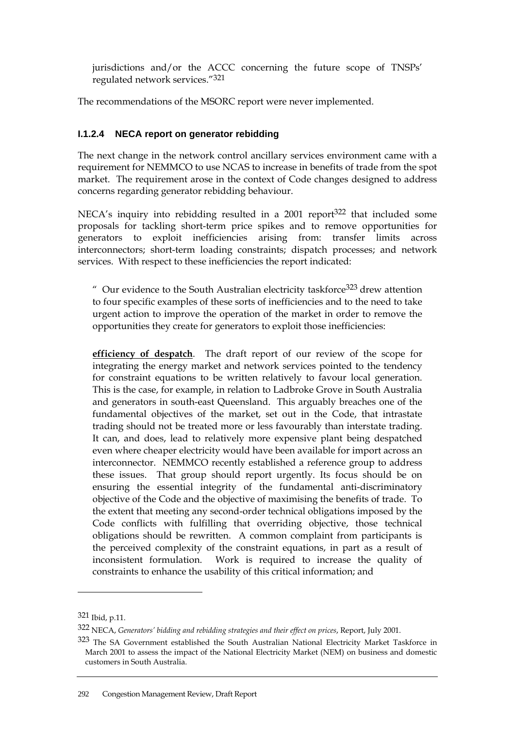jurisdictions and/or the ACCC concerning the future scope of TNSPs' regulated network services."[321]

The recommendations of the MSORC report were never implemented.

### I.1.2.4 NECA report on generator rebidding

The next change in the network control ancillary services environment came with a requirement for NEMMCO to use NCAS to increase in benefits of trade from the spot market. The requirement arose in the context of Code changes designed to address concerns regarding generator rebidding behaviour.

NECA's inquiry into rebidding resulted in a 2001 report[322] that included some proposals for tackling short-term price spikes and to remove opportunities for generators to exploit inefficiencies arising from: transfer limits across interconnectors; short-term loading constraints; dispatch processes; and network services. With respect to these inefficiencies the report indicated:

> " Our evidence to the South Australian electricity taskforce[323] drew attention to four specific examples of these sorts of inefficiencies and to the need to take urgent action to improve the operation of the market in order to remove the opportunities they create for generators to exploit those inefficiencies:
>
> **efficiency of despatch**. The draft report of our review of the scope for integrating the energy market and network services pointed to the tendency for constraint equations to be written relatively to favour local generation. This is the case, for example, in relation to Ladbroke Grove in South Australia and generators in south-east Queensland. This arguably breaches one of the fundamental objectives of the market, set out in the Code, that intrastate trading should not be treated more or less favourably than interstate trading. It can, and does, lead to relatively more expensive plant being despatched even where cheaper electricity would have been available for import across an interconnector. NEMMCO recently established a reference group to address these issues. That group should report urgently. Its focus should be on ensuring the essential integrity of the fundamental anti-discriminatory objective of the Code and the objective of maximising the benefits of trade. To the extent that meeting any second-order technical obligations imposed by the Code conflicts with fulfilling that overriding objective, those technical obligations should be rewritten. A common complaint from participants is the perceived complexity of the constraint equations, in part as a result of inconsistent formulation. Work is required to increase the quality of constraints to enhance the usability of this critical information; and

---

[321] Ibid, p.11.

[322] NECA, *Generators' bidding and rebidding strategies and their effect on prices*, Report, July 2001.

[323] The SA Government established the South Australian National Electricity Market Taskforce in March 2001 to assess the impact of the National Electricity Market (NEM) on business and domestic customers in South Australia.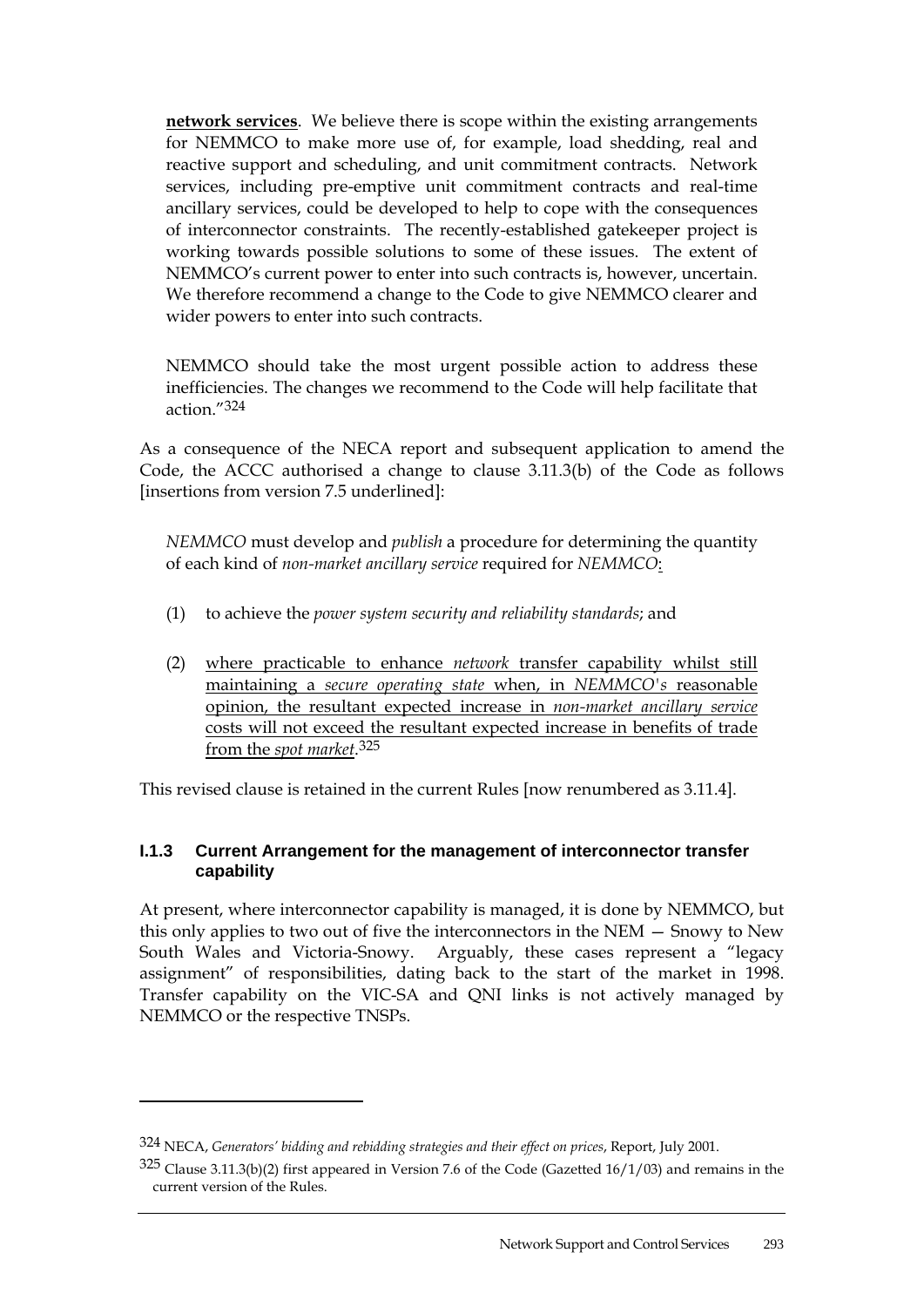**network services**. We believe there is scope within the existing arrangements for NEMMCO to make more use of, for example, load shedding, real and reactive support and scheduling, and unit commitment contracts. Network services, including pre-emptive unit commitment contracts and real-time ancillary services, could be developed to help to cope with the consequences of interconnector constraints. The recently-established gatekeeper project is working towards possible solutions to some of these issues. The extent of NEMMCO's current power to enter into such contracts is, however, uncertain. We therefore recommend a change to the Code to give NEMMCO clearer and wider powers to enter into such contracts.

NEMMCO should take the most urgent possible action to address these inefficiencies. The changes we recommend to the Code will help facilitate that action."[324]

As a consequence of the NECA report and subsequent application to amend the Code, the ACCC authorised a change to clause 3.11.3(b) of the Code as follows [insertions from version 7.5 underlined]:

*NEMMCO* must develop and *publish* a procedure for determining the quantity of each kind of *non-market ancillary service* required for *NEMMCO*:

(1) to achieve the *power system security and reliability standards*; and

(2) where practicable to enhance *network* transfer capability whilst still maintaining a *secure operating state* when, in *NEMMCO's* reasonable opinion, the resultant expected increase in *non-market ancillary service* costs will not exceed the resultant expected increase in benefits of trade from the *spot market*.[325]

This revised clause is retained in the current Rules [now renumbered as 3.11.4].

### I.1.3 Current Arrangement for the management of interconnector transfer capability

At present, where interconnector capability is managed, it is done by NEMMCO, but this only applies to two out of five the interconnectors in the NEM — Snowy to New South Wales and Victoria-Snowy. Arguably, these cases represent a "legacy assignment" of responsibilities, dating back to the start of the market in 1998. Transfer capability on the VIC-SA and QNI links is not actively managed by NEMMCO or the respective TNSPs.

---

324 NECA, *Generators' bidding and rebidding strategies and their effect on prices*, Report, July 2001.

325 Clause 3.11.3(b)(2) first appeared in Version 7.6 of the Code (Gazetted 16/1/03) and remains in the current version of the Rules.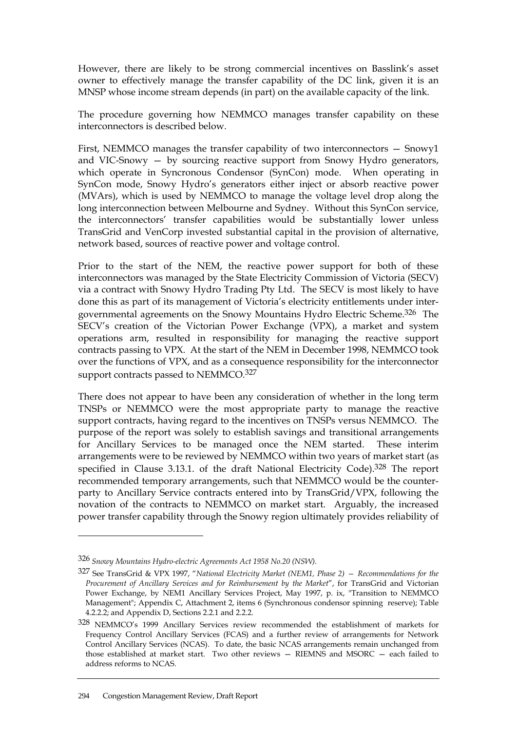However, there are likely to be strong commercial incentives on Basslink's asset owner to effectively manage the transfer capability of the DC link, given it is an MNSP whose income stream depends (in part) on the available capacity of the link.

The procedure governing how NEMMCO manages transfer capability on these interconnectors is described below.

First, NEMMCO manages the transfer capability of two interconnectors — Snowy1 and VIC-Snowy — by sourcing reactive support from Snowy Hydro generators, which operate in Syncronous Condensor (SynCon) mode. When operating in SynCon mode, Snowy Hydro's generators either inject or absorb reactive power (MVArs), which is used by NEMMCO to manage the voltage level drop along the long interconnection between Melbourne and Sydney. Without this SynCon service, the interconnectors' transfer capabilities would be substantially lower unless TransGrid and VenCorp invested substantial capital in the provision of alternative, network based, sources of reactive power and voltage control.

Prior to the start of the NEM, the reactive power support for both of these interconnectors was managed by the State Electricity Commission of Victoria (SECV) via a contract with Snowy Hydro Trading Pty Ltd. The SECV is most likely to have done this as part of its management of Victoria's electricity entitlements under inter-governmental agreements on the Snowy Mountains Hydro Electric Scheme.[326] The SECV's creation of the Victorian Power Exchange (VPX), a market and system operations arm, resulted in responsibility for managing the reactive support contracts passing to VPX. At the start of the NEM in December 1998, NEMMCO took over the functions of VPX, and as a consequence responsibility for the interconnector support contracts passed to NEMMCO.[327]

There does not appear to have been any consideration of whether in the long term TNSPs or NEMMCO were the most appropriate party to manage the reactive support contracts, having regard to the incentives on TNSPs versus NEMMCO. The purpose of the report was solely to establish savings and transitional arrangements for Ancillary Services to be managed once the NEM started. These interim arrangements were to be reviewed by NEMMCO within two years of market start (as specified in Clause 3.13.1. of the draft National Electricity Code).[328] The report recommended temporary arrangements, such that NEMMCO would be the counter-party to Ancillary Service contracts entered into by TransGrid/VPX, following the novation of the contracts to NEMMCO on market start. Arguably, the increased power transfer capability through the Snowy region ultimately provides reliability of

---

326 *Snowy Mountains Hydro-electric Agreements Act 1958 No.20 (NSW).*

327 See TransGrid & VPX 1997, "*National Electricity Market (NEM1, Phase 2) — Recommendations for the Procurement of Ancillary Services and for Reimbursement by the Market*", for TransGrid and Victorian Power Exchange, by NEM1 Ancillary Services Project, May 1997, p. ix, "Transition to NEMMCO Management"; Appendix C, Attachment 2, items 6 (Synchronous condensor spinning reserve); Table 4.2.2.2; and Appendix D, Sections 2.2.1 and 2.2.2.

328 NEMMCO's 1999 Ancillary Services review recommended the establishment of markets for Frequency Control Ancillary Services (FCAS) and a further review of arrangements for Network Control Ancillary Services (NCAS). To date, the basic NCAS arrangements remain unchanged from those established at market start. Two other reviews — RIEMNS and MSORC — each failed to address reforms to NCAS.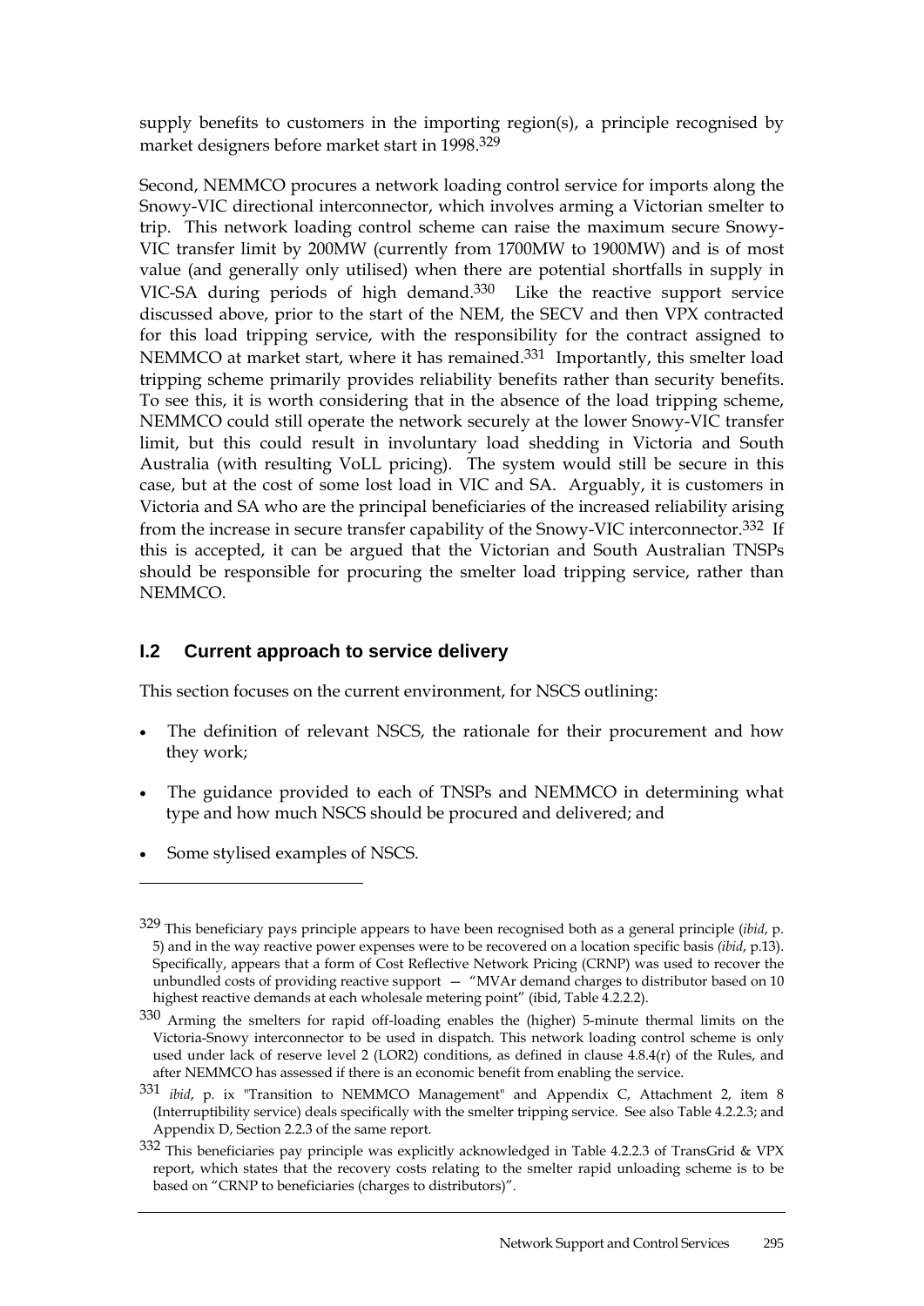supply benefits to customers in the importing region(s), a principle recognised by market designers before market start in 1998.[329]

Second, NEMMCO procures a network loading control service for imports along the Snowy-VIC directional interconnector, which involves arming a Victorian smelter to trip. This network loading control scheme can raise the maximum secure Snowy-VIC transfer limit by 200MW (currently from 1700MW to 1900MW) and is of most value (and generally only utilised) when there are potential shortfalls in supply in VIC-SA during periods of high demand.[330] Like the reactive support service discussed above, prior to the start of the NEM, the SECV and then VPX contracted for this load tripping service, with the responsibility for the contract assigned to NEMMCO at market start, where it has remained.[331] Importantly, this smelter load tripping scheme primarily provides reliability benefits rather than security benefits. To see this, it is worth considering that in the absence of the load tripping scheme, NEMMCO could still operate the network securely at the lower Snowy-VIC transfer limit, but this could result in involuntary load shedding in Victoria and South Australia (with resulting VoLL pricing). The system would still be secure in this case, but at the cost of some lost load in VIC and SA. Arguably, it is customers in Victoria and SA who are the principal beneficiaries of the increased reliability arising from the increase in secure transfer capability of the Snowy-VIC interconnector.[332] If this is accepted, it can be argued that the Victorian and South Australian TNSPs should be responsible for procuring the smelter load tripping service, rather than NEMMCO.

## I.2 Current approach to service delivery

This section focuses on the current environment, for NSCS outlining:

- The definition of relevant NSCS, the rationale for their procurement and how they work;
- The guidance provided to each of TNSPs and NEMMCO in determining what type and how much NSCS should be procured and delivered; and
- Some stylised examples of NSCS.

---

[329] This beneficiary pays principle appears to have been recognised both as a general principle (*ibid*, p. 5) and in the way reactive power expenses were to be recovered on a location specific basis *(ibid*, p.13). Specifically, appears that a form of Cost Reflective Network Pricing (CRNP) was used to recover the unbundled costs of providing reactive support — "MVAr demand charges to distributor based on 10 highest reactive demands at each wholesale metering point" (ibid, Table 4.2.2.2).

[330] Arming the smelters for rapid off-loading enables the (higher) 5-minute thermal limits on the Victoria-Snowy interconnector to be used in dispatch. This network loading control scheme is only used under lack of reserve level 2 (LOR2) conditions, as defined in clause 4.8.4(r) of the Rules, and after NEMMCO has assessed if there is an economic benefit from enabling the service.

[331] *ibid*, p. ix "Transition to NEMMCO Management" and Appendix C, Attachment 2, item 8 (Interruptibility service) deals specifically with the smelter tripping service. See also Table 4.2.2.3; and Appendix D, Section 2.2.3 of the same report.

[332] This beneficiaries pay principle was explicitly acknowledged in Table 4.2.2.3 of TransGrid & VPX report, which states that the recovery costs relating to the smelter rapid unloading scheme is to be based on "CRNP to beneficiaries (charges to distributors)".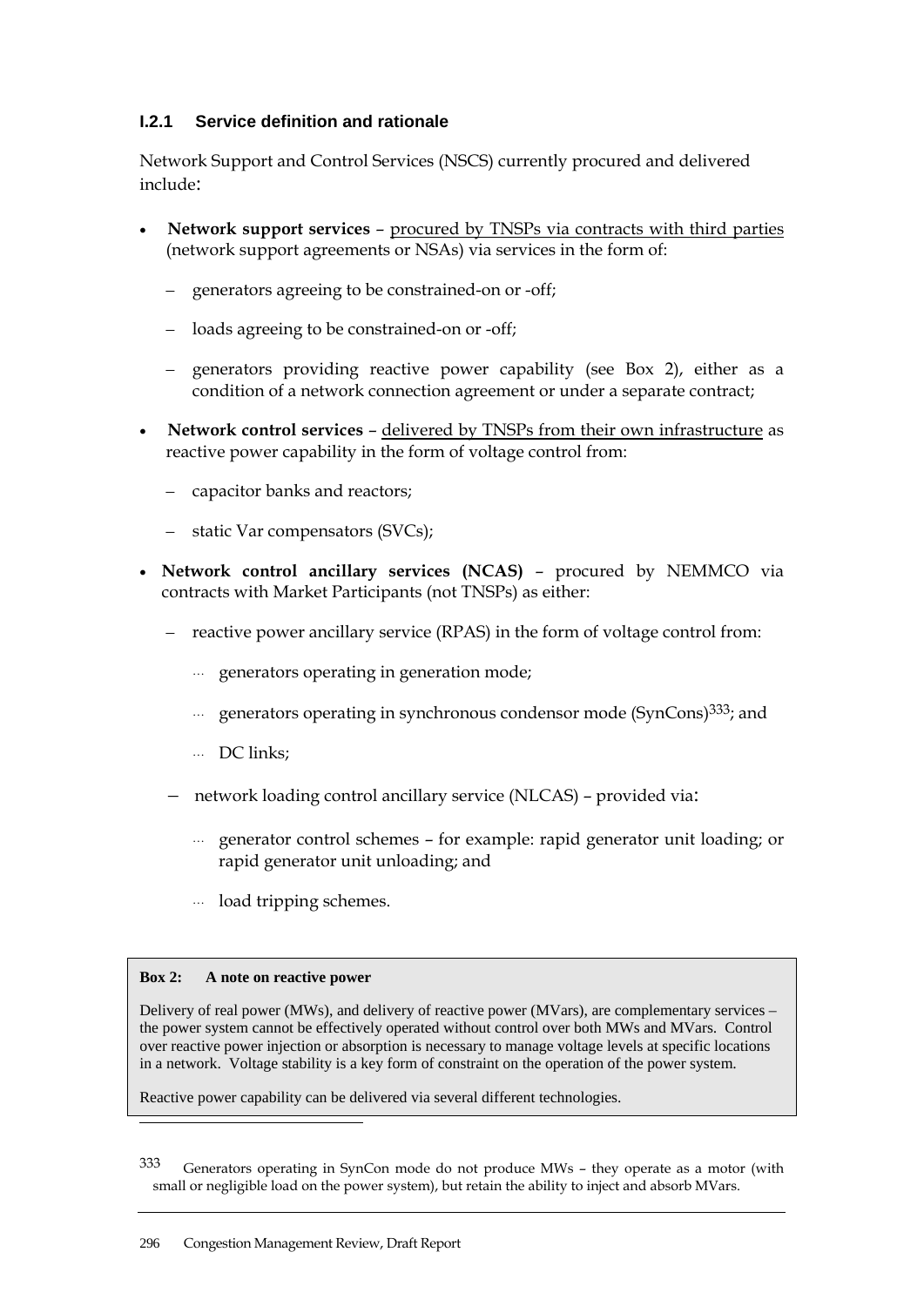### I.2.1 Service definition and rationale

Network Support and Control Services (NSCS) currently procured and delivered include:

- **Network support services** – procured by TNSPs via contracts with third parties (network support agreements or NSAs) via services in the form of:
  - generators agreeing to be constrained-on or -off;
  - loads agreeing to be constrained-on or -off;
  - generators providing reactive power capability (see Box 2), either as a condition of a network connection agreement or under a separate contract;
- **Network control services** – delivered by TNSPs from their own infrastructure as reactive power capability in the form of voltage control from:
  - capacitor banks and reactors;
  - static Var compensators (SVCs);
- **Network control ancillary services (NCAS)** – procured by NEMMCO via contracts with Market Participants (not TNSPs) as either:
  - reactive power ancillary service (RPAS) in the form of voltage control from:
    - generators operating in generation mode;
    - generators operating in synchronous condensor mode (SynCons)[333]; and
    - DC links;
  - network loading control ancillary service (NLCAS) – provided via:
    - generator control schemes – for example: rapid generator unit loading; or rapid generator unit unloading; and
    - load tripping schemes.

**Box 2: A note on reactive power**

Delivery of real power (MWs), and delivery of reactive power (MVars), are complementary services – the power system cannot be effectively operated without control over both MWs and MVars. Control over reactive power injection or absorption is necessary to manage voltage levels at specific locations in a network. Voltage stability is a key form of constraint on the operation of the power system.

Reactive power capability can be delivered via several different technologies.

---

[333] Generators operating in SynCon mode do not produce MWs – they operate as a motor (with small or negligible load on the power system), but retain the ability to inject and absorb MVars.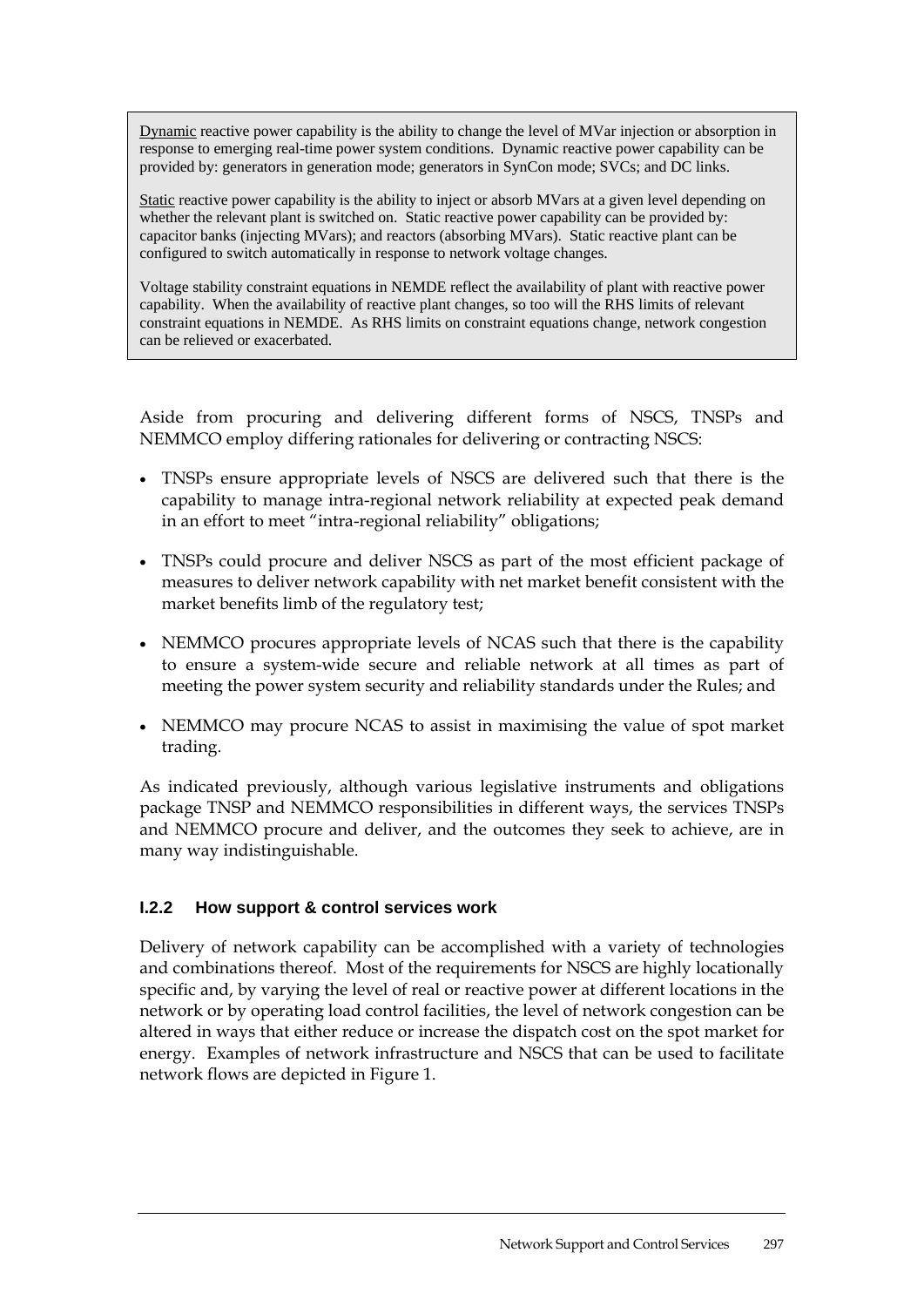<u>Dynamic</u> reactive power capability is the ability to change the level of MVar injection or absorption in response to emerging real-time power system conditions. Dynamic reactive power capability can be provided by: generators in generation mode; generators in SynCon mode; SVCs; and DC links.

<u>Static</u> reactive power capability is the ability to inject or absorb MVars at a given level depending on whether the relevant plant is switched on. Static reactive power capability can be provided by: capacitor banks (injecting MVars); and reactors (absorbing MVars). Static reactive plant can be configured to switch automatically in response to network voltage changes.

Voltage stability constraint equations in NEMDE reflect the availability of plant with reactive power capability. When the availability of reactive plant changes, so too will the RHS limits of relevant constraint equations in NEMDE. As RHS limits on constraint equations change, network congestion can be relieved or exacerbated.

Aside from procuring and delivering different forms of NSCS, TNSPs and NEMMCO employ differing rationales for delivering or contracting NSCS:

- TNSPs ensure appropriate levels of NSCS are delivered such that there is the capability to manage intra-regional network reliability at expected peak demand in an effort to meet "intra-regional reliability" obligations;
- TNSPs could procure and deliver NSCS as part of the most efficient package of measures to deliver network capability with net market benefit consistent with the market benefits limb of the regulatory test;
- NEMMCO procures appropriate levels of NCAS such that there is the capability to ensure a system-wide secure and reliable network at all times as part of meeting the power system security and reliability standards under the Rules; and
- NEMMCO may procure NCAS to assist in maximising the value of spot market trading.

As indicated previously, although various legislative instruments and obligations package TNSP and NEMMCO responsibilities in different ways, the services TNSPs and NEMMCO procure and deliver, and the outcomes they seek to achieve, are in many way indistinguishable.

### I.2.2 How support & control services work

Delivery of network capability can be accomplished with a variety of technologies and combinations thereof. Most of the requirements for NSCS are highly locationally specific and, by varying the level of real or reactive power at different locations in the network or by operating load control facilities, the level of network congestion can be altered in ways that either reduce or increase the dispatch cost on the spot market for energy. Examples of network infrastructure and NSCS that can be used to facilitate network flows are depicted in Figure 1.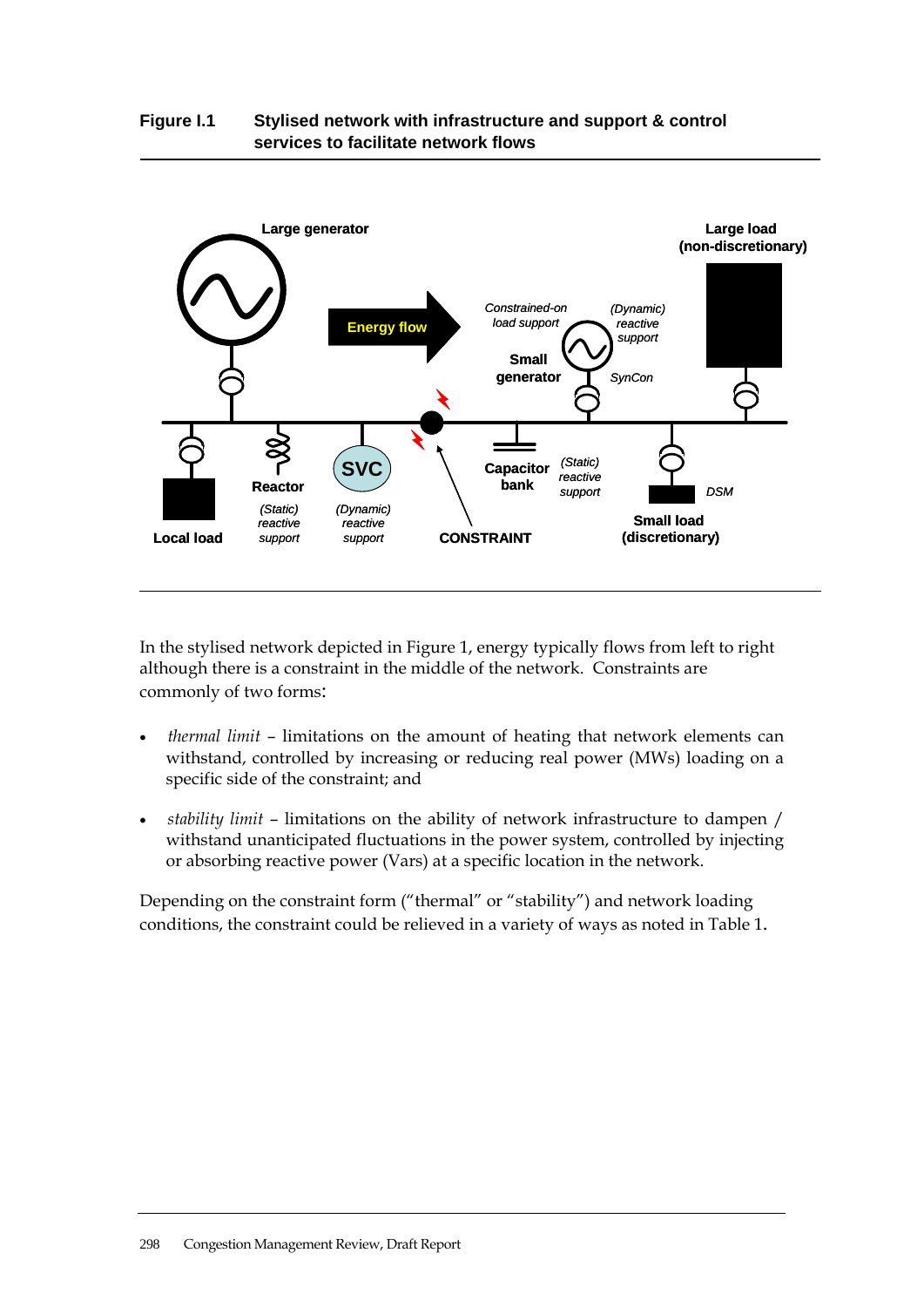**Figure I.1 Stylised network with infrastructure and support & control services to facilitate network flows**

Large generator

Energy flow

Constrained-on load support

(Dynamic) reactive support

Small generator

SynCon

Large load (non-discretionary)

Local load

Reactor

(Static) reactive support

SVC

(Dynamic) reactive support

CONSTRAINT

Capacitor bank

(Static) reactive support

DSM

Small load (discretionary)

In the stylised network depicted in Figure 1, energy typically flows from left to right although there is a constraint in the middle of the network. Constraints are commonly of two forms:

- *thermal limit* – limitations on the amount of heating that network elements can withstand, controlled by increasing or reducing real power (MWs) loading on a specific side of the constraint; and
- *stability limit* – limitations on the ability of network infrastructure to dampen / withstand unanticipated fluctuations in the power system, controlled by injecting or absorbing reactive power (Vars) at a specific location in the network.

Depending on the constraint form ("thermal" or "stability") and network loading conditions, the constraint could be relieved in a variety of ways as noted in Table 1.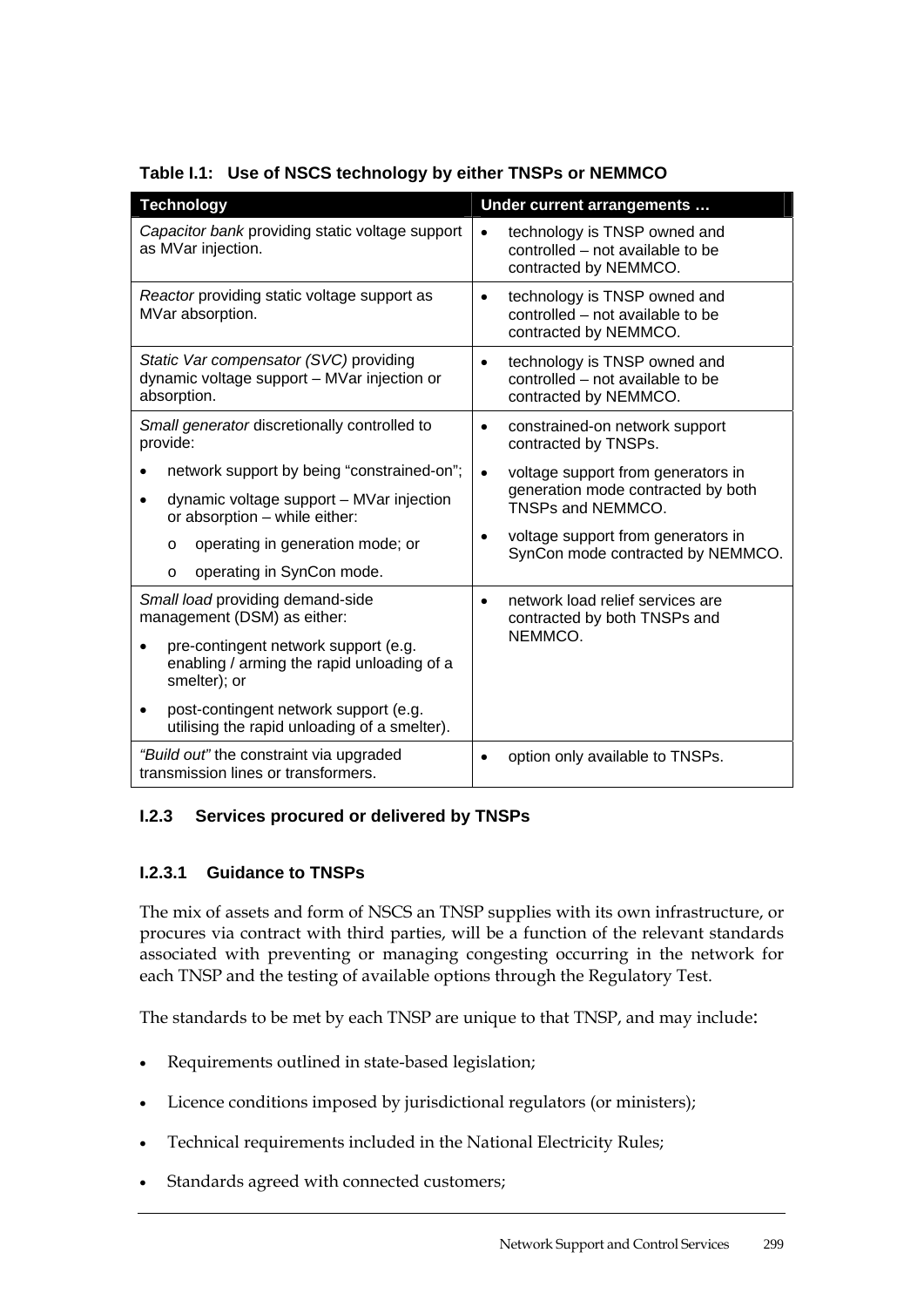**Table I.1: Use of NSCS technology by either TNSPs or NEMMCO**

| Technology | Under current arrangements … |
|---|---|
| *Capacitor bank* providing static voltage support as MVar injection. | • technology is TNSP owned and controlled – not available to be contracted by NEMMCO. |
| *Reactor* providing static voltage support as MVar absorption. | • technology is TNSP owned and controlled – not available to be contracted by NEMMCO. |
| *Static Var compensator (SVC)* providing dynamic voltage support – MVar injection or absorption. | • technology is TNSP owned and controlled – not available to be contracted by NEMMCO. |
| *Small generator* discretionally controlled to provide: <br>• network support by being "constrained-on"; <br>• dynamic voltage support – MVar injection or absorption – while either: <br>  o operating in generation mode; or <br>  o operating in SynCon mode. | • constrained-on network support contracted by TNSPs. <br>• voltage support from generators in generation mode contracted by both TNSPs and NEMMCO. <br>• voltage support from generators in SynCon mode contracted by NEMMCO. |
| *Small load* providing demand-side management (DSM) as either: <br>• pre-contingent network support (e.g. enabling / arming the rapid unloading of a smelter); or <br>• post-contingent network support (e.g. utilising the rapid unloading of a smelter). | • network load relief services are contracted by both TNSPs and NEMMCO. |
| *"Build out"* the constraint via upgraded transmission lines or transformers. | • option only available to TNSPs. |

### I.2.3 Services procured or delivered by TNSPs

#### I.2.3.1 Guidance to TNSPs

The mix of assets and form of NSCS an TNSP supplies with its own infrastructure, or procures via contract with third parties, will be a function of the relevant standards associated with preventing or managing congesting occurring in the network for each TNSP and the testing of available options through the Regulatory Test.

The standards to be met by each TNSP are unique to that TNSP, and may include:

- Requirements outlined in state-based legislation;
- Licence conditions imposed by jurisdictional regulators (or ministers);
- Technical requirements included in the National Electricity Rules;
- Standards agreed with connected customers;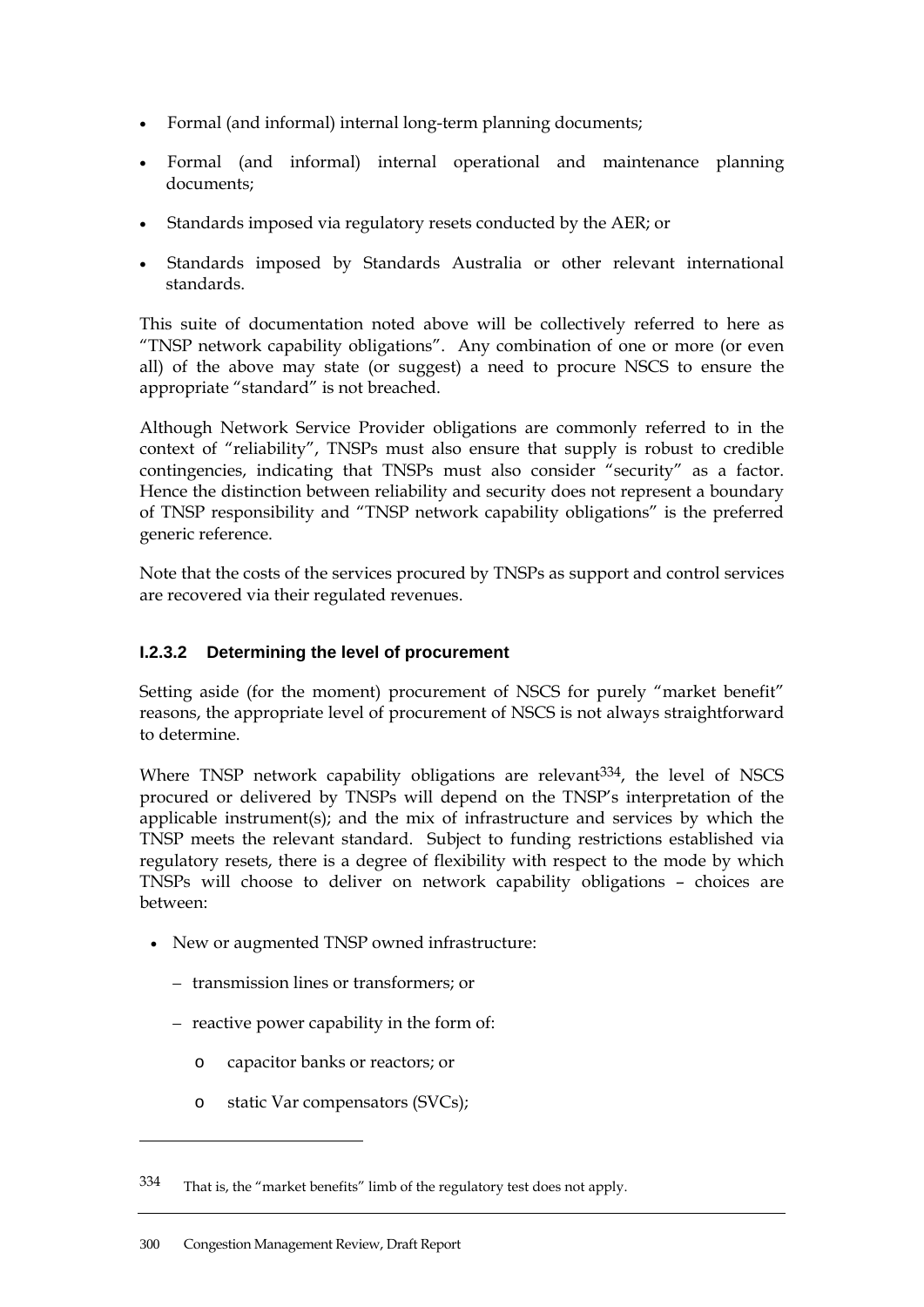- Formal (and informal) internal long-term planning documents;
- Formal (and informal) internal operational and maintenance planning documents;
- Standards imposed via regulatory resets conducted by the AER; or
- Standards imposed by Standards Australia or other relevant international standards.

This suite of documentation noted above will be collectively referred to here as "TNSP network capability obligations". Any combination of one or more (or even all) of the above may state (or suggest) a need to procure NSCS to ensure the appropriate "standard" is not breached.

Although Network Service Provider obligations are commonly referred to in the context of "reliability", TNSPs must also ensure that supply is robust to credible contingencies, indicating that TNSPs must also consider "security" as a factor. Hence the distinction between reliability and security does not represent a boundary of TNSP responsibility and "TNSP network capability obligations" is the preferred generic reference.

Note that the costs of the services procured by TNSPs as support and control services are recovered via their regulated revenues.

#### I.2.3.2 Determining the level of procurement

Setting aside (for the moment) procurement of NSCS for purely "market benefit" reasons, the appropriate level of procurement of NSCS is not always straightforward to determine.

Where TNSP network capability obligations are relevant[334], the level of NSCS procured or delivered by TNSPs will depend on the TNSP's interpretation of the applicable instrument(s); and the mix of infrastructure and services by which the TNSP meets the relevant standard. Subject to funding restrictions established via regulatory resets, there is a degree of flexibility with respect to the mode by which TNSPs will choose to deliver on network capability obligations – choices are between:

- New or augmented TNSP owned infrastructure:
  - transmission lines or transformers; or
  - reactive power capability in the form of:
    - capacitor banks or reactors; or
    - static Var compensators (SVCs);

[334] That is, the "market benefits" limb of the regulatory test does not apply.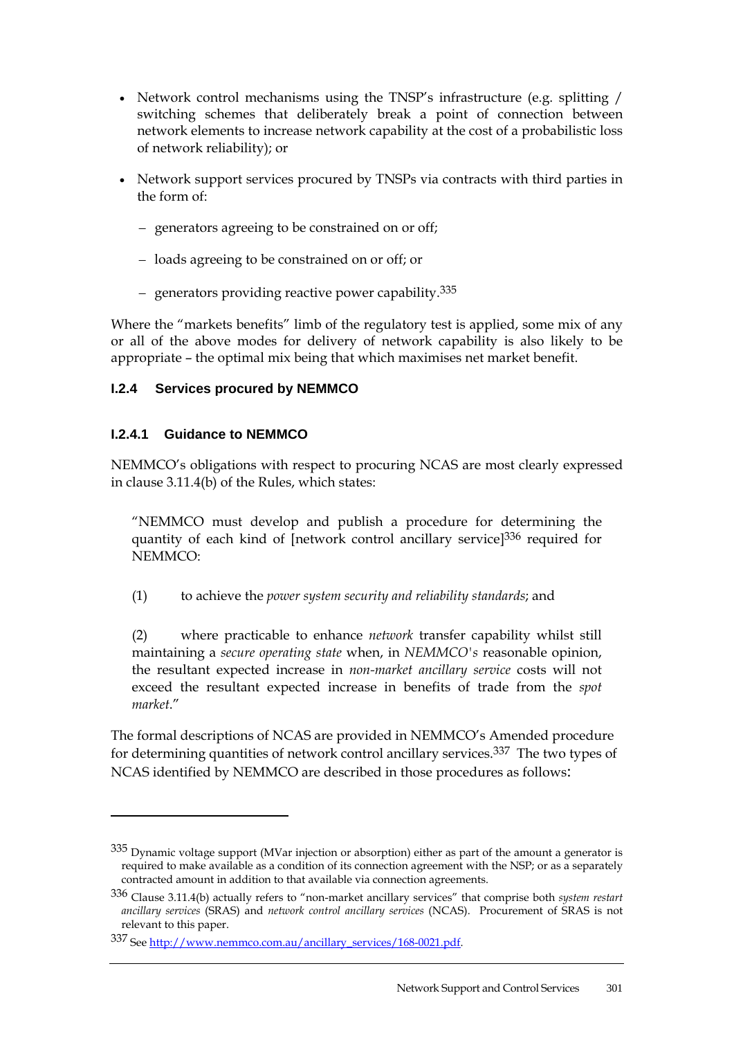- Network control mechanisms using the TNSP's infrastructure (e.g. splitting / switching schemes that deliberately break a point of connection between network elements to increase network capability at the cost of a probabilistic loss of network reliability); or
- Network support services procured by TNSPs via contracts with third parties in the form of:
  - generators agreeing to be constrained on or off;
  - loads agreeing to be constrained on or off; or
  - generators providing reactive power capability.[335]

Where the "markets benefits" limb of the regulatory test is applied, some mix of any or all of the above modes for delivery of network capability is also likely to be appropriate – the optimal mix being that which maximises net market benefit.

### I.2.4 Services procured by NEMMCO

#### I.2.4.1 Guidance to NEMMCO

NEMMCO's obligations with respect to procuring NCAS are most clearly expressed in clause 3.11.4(b) of the Rules, which states:

> "NEMMCO must develop and publish a procedure for determining the quantity of each kind of [network control ancillary service][336] required for NEMMCO:
>
> (1) to achieve the *power system security and reliability standards*; and
>
> (2) where practicable to enhance *network* transfer capability whilst still maintaining a *secure operating state* when, in *NEMMCO's* reasonable opinion, the resultant expected increase in *non-market ancillary service* costs will not exceed the resultant expected increase in benefits of trade from the *spot market*."

The formal descriptions of NCAS are provided in NEMMCO's Amended procedure for determining quantities of network control ancillary services.[337] The two types of NCAS identified by NEMMCO are described in those procedures as follows:

---

[335] Dynamic voltage support (MVar injection or absorption) either as part of the amount a generator is required to make available as a condition of its connection agreement with the NSP; or as a separately contracted amount in addition to that available via connection agreements.

[336] Clause 3.11.4(b) actually refers to "non-market ancillary services" that comprise both *system restart ancillary services* (SRAS) and *network control ancillary services* (NCAS). Procurement of SRAS is not relevant to this paper.

[337] See http://www.nemmco.com.au/ancillary_services/168-0021.pdf.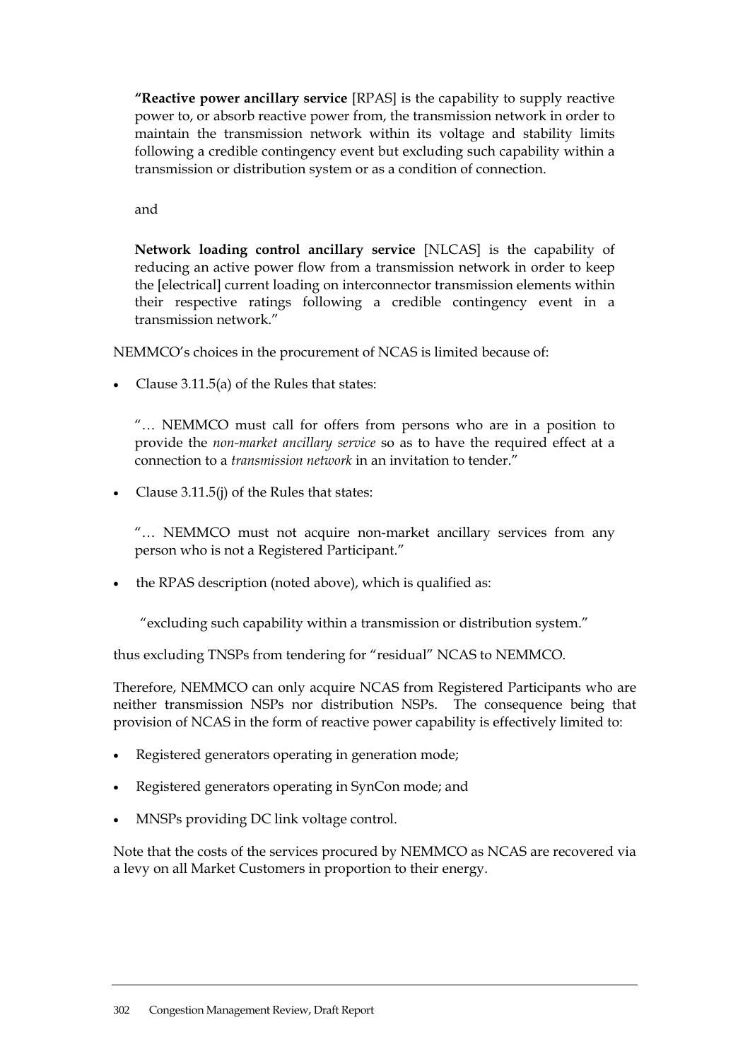> **"Reactive power ancillary service** [RPAS] is the capability to supply reactive power to, or absorb reactive power from, the transmission network in order to maintain the transmission network within its voltage and stability limits following a credible contingency event but excluding such capability within a transmission or distribution system or as a condition of connection.
>
> and
>
> **Network loading control ancillary service** [NLCAS] is the capability of reducing an active power flow from a transmission network in order to keep the [electrical] current loading on interconnector transmission elements within their respective ratings following a credible contingency event in a transmission network."

NEMMCO's choices in the procurement of NCAS is limited because of:

- Clause 3.11.5(a) of the Rules that states:

  "… NEMMCO must call for offers from persons who are in a position to provide the *non-market ancillary service* so as to have the required effect at a connection to a *transmission network* in an invitation to tender."

- Clause 3.11.5(j) of the Rules that states:

  "… NEMMCO must not acquire non-market ancillary services from any person who is not a Registered Participant."

- the RPAS description (noted above), which is qualified as:

  "excluding such capability within a transmission or distribution system."

thus excluding TNSPs from tendering for "residual" NCAS to NEMMCO.

Therefore, NEMMCO can only acquire NCAS from Registered Participants who are neither transmission NSPs nor distribution NSPs. The consequence being that provision of NCAS in the form of reactive power capability is effectively limited to:

- Registered generators operating in generation mode;
- Registered generators operating in SynCon mode; and
- MNSPs providing DC link voltage control.

Note that the costs of the services procured by NEMMCO as NCAS are recovered via a levy on all Market Customers in proportion to their energy.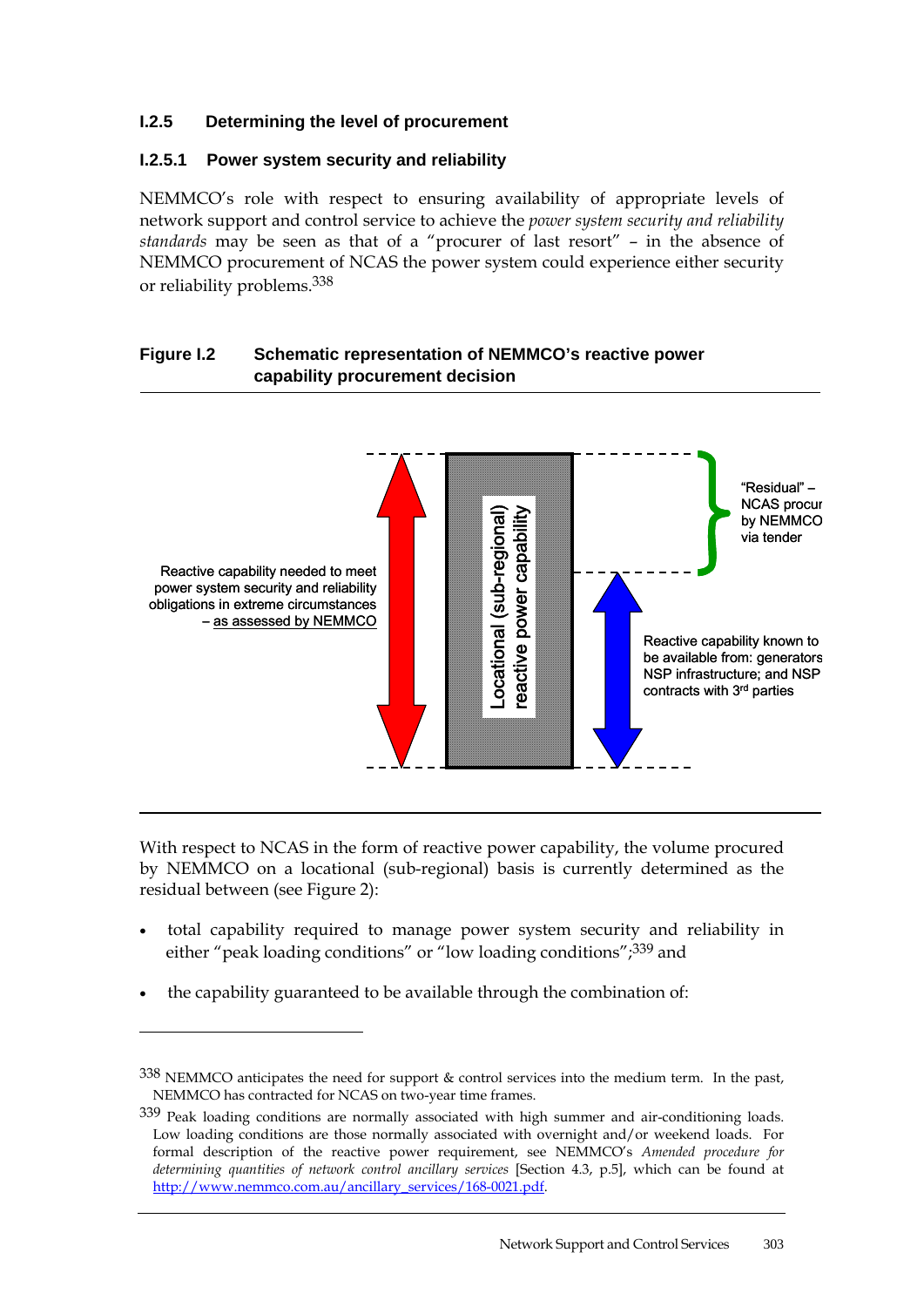### I.2.5 Determining the level of procurement

#### I.2.5.1 Power system security and reliability

NEMMCO's role with respect to ensuring availability of appropriate levels of network support and control service to achieve the *power system security and reliability standards* may be seen as that of a "procurer of last resort" – in the absence of NEMMCO procurement of NCAS the power system could experience either security or reliability problems.[338]

**Figure I.2 Schematic representation of NEMMCO's reactive power capability procurement decision**

Reactive capability needed to meet power system security and reliability obligations in extreme circumstances – as assessed by NEMMCO

Locational (sub-regional) reactive power capability

"Residual" – NCAS procur by NEMMCO via tender

Reactive capability known to be available from: generators NSP infrastructure; and NSP contracts with 3rd parties

With respect to NCAS in the form of reactive power capability, the volume procured by NEMMCO on a locational (sub-regional) basis is currently determined as the residual between (see Figure 2):

- total capability required to manage power system security and reliability in either "peak loading conditions" or "low loading conditions";[339] and
- the capability guaranteed to be available through the combination of:

---

[338] NEMMCO anticipates the need for support & control services into the medium term. In the past, NEMMCO has contracted for NCAS on two-year time frames.

[339] Peak loading conditions are normally associated with high summer and air-conditioning loads. Low loading conditions are those normally associated with overnight and/or weekend loads. For formal description of the reactive power requirement, see NEMMCO's *Amended procedure for determining quantities of network control ancillary services* [Section 4.3, p.5], which can be found at http://www.nemmco.com.au/ancillary_services/168-0021.pdf.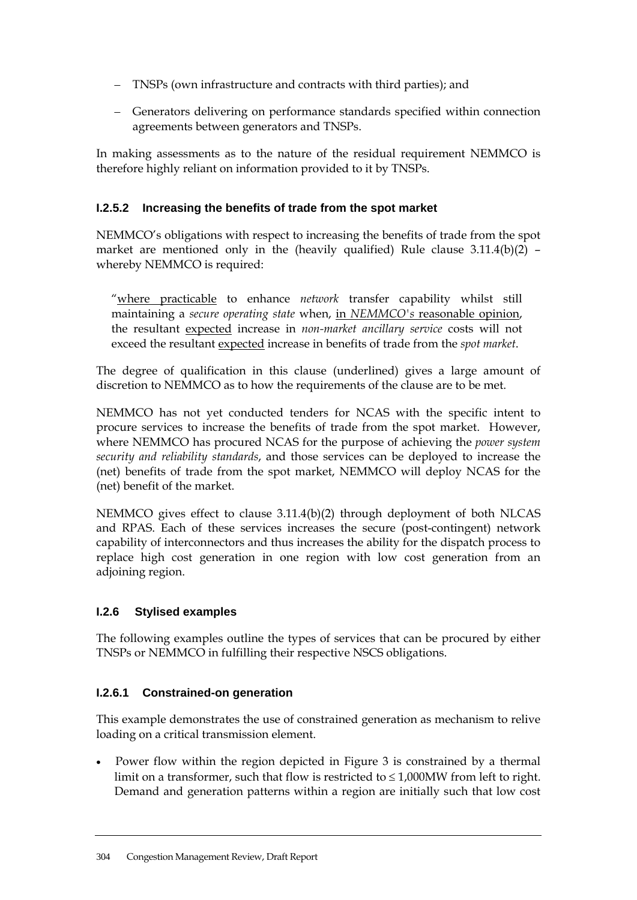- TNSPs (own infrastructure and contracts with third parties); and
- Generators delivering on performance standards specified within connection agreements between generators and TNSPs.

In making assessments as to the nature of the residual requirement NEMMCO is therefore highly reliant on information provided to it by TNSPs.

#### I.2.5.2 Increasing the benefits of trade from the spot market

NEMMCO's obligations with respect to increasing the benefits of trade from the spot market are mentioned only in the (heavily qualified) Rule clause 3.11.4(b)(2) – whereby NEMMCO is required:

> "where practicable to enhance *network* transfer capability whilst still maintaining a *secure operating state* when, in *NEMMCO's* reasonable opinion, the resultant expected increase in *non-market ancillary service* costs will not exceed the resultant expected increase in benefits of trade from the *spot market*.

The degree of qualification in this clause (underlined) gives a large amount of discretion to NEMMCO as to how the requirements of the clause are to be met.

NEMMCO has not yet conducted tenders for NCAS with the specific intent to procure services to increase the benefits of trade from the spot market. However, where NEMMCO has procured NCAS for the purpose of achieving the *power system security and reliability standards*, and those services can be deployed to increase the (net) benefits of trade from the spot market, NEMMCO will deploy NCAS for the (net) benefit of the market.

NEMMCO gives effect to clause 3.11.4(b)(2) through deployment of both NLCAS and RPAS. Each of these services increases the secure (post-contingent) network capability of interconnectors and thus increases the ability for the dispatch process to replace high cost generation in one region with low cost generation from an adjoining region.

### I.2.6 Stylised examples

The following examples outline the types of services that can be procured by either TNSPs or NEMMCO in fulfilling their respective NSCS obligations.

#### I.2.6.1 Constrained-on generation

This example demonstrates the use of constrained generation as mechanism to relive loading on a critical transmission element.

- Power flow within the region depicted in Figure 3 is constrained by a thermal limit on a transformer, such that flow is restricted to ≤ 1,000MW from left to right. Demand and generation patterns within a region are initially such that low cost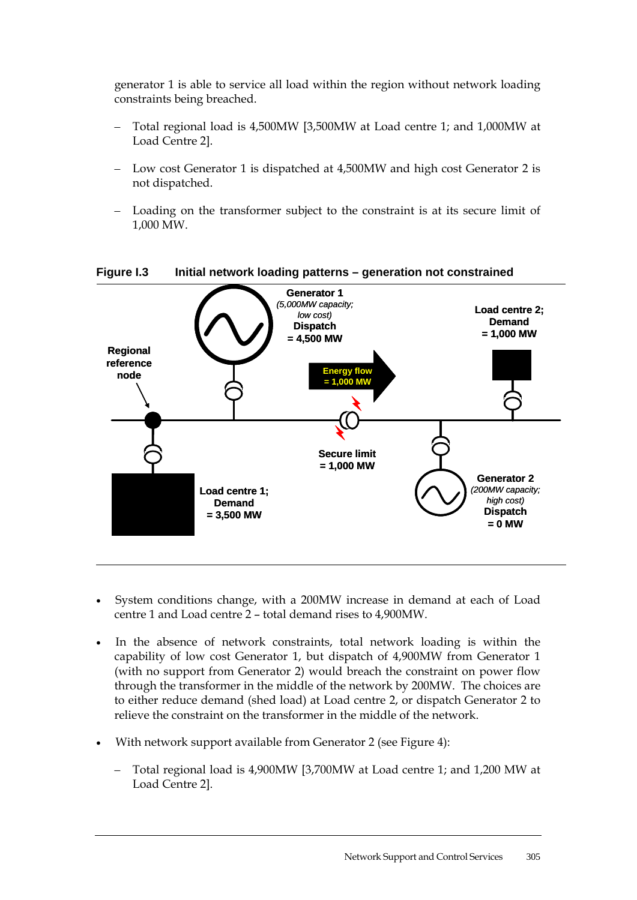generator 1 is able to service all load within the region without network loading constraints being breached.

– Total regional load is 4,500MW [3,500MW at Load centre 1; and 1,000MW at Load Centre 2].

– Low cost Generator 1 is dispatched at 4,500MW and high cost Generator 2 is not dispatched.

– Loading on the transformer subject to the constraint is at its secure limit of 1,000 MW.

**Figure I.3 Initial network loading patterns – generation not constrained**

Generator 1
(5,000MW capacity; low cost)
Dispatch
= 4,500 MW

Load centre 2;
Demand
= 1,000 MW

Regional reference node

Energy flow
= 1,000 MW

Secure limit
= 1,000 MW

Load centre 1;
Demand
= 3,500 MW

Generator 2
(200MW capacity; high cost)
Dispatch
= 0 MW

- System conditions change, with a 200MW increase in demand at each of Load centre 1 and Load centre 2 – total demand rises to 4,900MW.

- In the absence of network constraints, total network loading is within the capability of low cost Generator 1, but dispatch of 4,900MW from Generator 1 (with no support from Generator 2) would breach the constraint on power flow through the transformer in the middle of the network by 200MW. The choices are to either reduce demand (shed load) at Load centre 2, or dispatch Generator 2 to relieve the constraint on the transformer in the middle of the network.

- With network support available from Generator 2 (see Figure 4):

  – Total regional load is 4,900MW [3,700MW at Load centre 1; and 1,200 MW at Load Centre 2].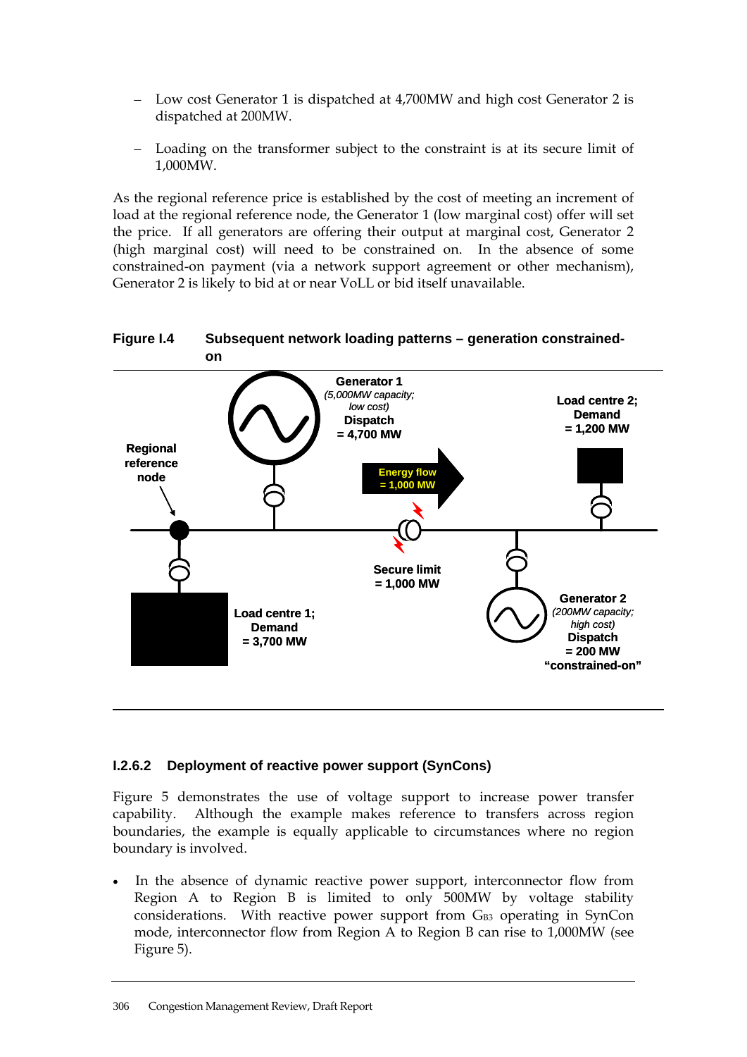- Low cost Generator 1 is dispatched at 4,700MW and high cost Generator 2 is dispatched at 200MW.

- Loading on the transformer subject to the constraint is at its secure limit of 1,000MW.

As the regional reference price is established by the cost of meeting an increment of load at the regional reference node, the Generator 1 (low marginal cost) offer will set the price. If all generators are offering their output at marginal cost, Generator 2 (high marginal cost) will need to be constrained on. In the absence of some constrained-on payment (via a network support agreement or other mechanism), Generator 2 is likely to bid at or near VoLL or bid itself unavailable.

**Figure I.4 Subsequent network loading patterns – generation constrained-on**

Generator 1
*(5,000MW capacity; low cost)*
Dispatch
= 4,700 MW

Load centre 2; Demand
= 1,200 MW

Regional reference node

Energy flow
= 1,000 MW

Secure limit
= 1,000 MW

Load centre 1; Demand
= 3,700 MW

Generator 2
*(200MW capacity; high cost)*
Dispatch
= 200 MW
"constrained-on"

### I.2.6.2 Deployment of reactive power support (SynCons)

Figure 5 demonstrates the use of voltage support to increase power transfer capability. Although the example makes reference to transfers across region boundaries, the example is equally applicable to circumstances where no region boundary is involved.

- In the absence of dynamic reactive power support, interconnector flow from Region A to Region B is limited to only 500MW by voltage stability considerations. With reactive power support from $G_{B3}$ operating in SynCon mode, interconnector flow from Region A to Region B can rise to 1,000MW (see Figure 5).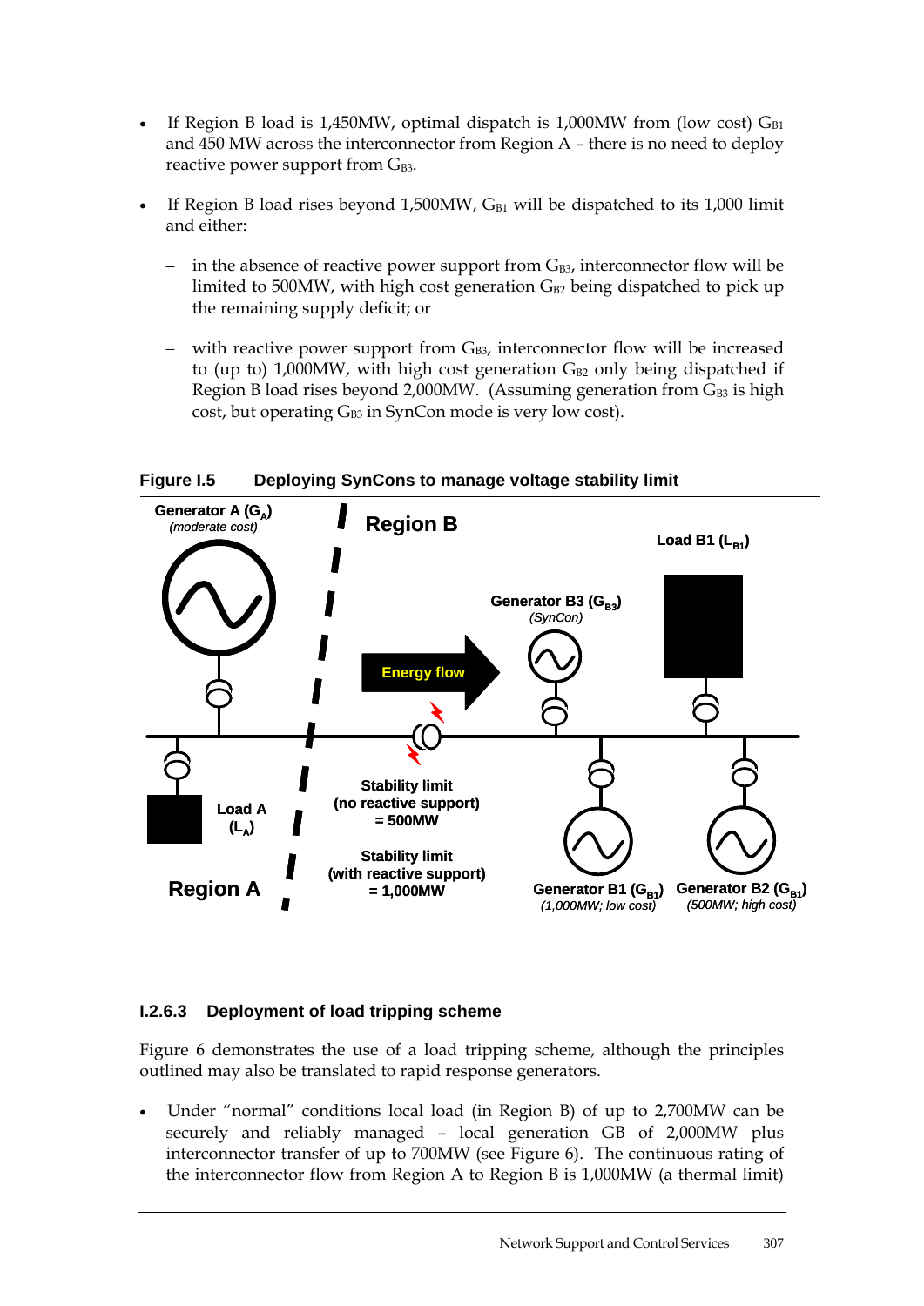- If Region B load is 1,450MW, optimal dispatch is 1,000MW from (low cost) $G_{B1}$ and 450 MW across the interconnector from Region A – there is no need to deploy reactive power support from $G_{B3}$.

- If Region B load rises beyond 1,500MW, $G_{B1}$ will be dispatched to its 1,000 limit and either:

  – in the absence of reactive power support from $G_{B3}$, interconnector flow will be limited to 500MW, with high cost generation $G_{B2}$ being dispatched to pick up the remaining supply deficit; or

  – with reactive power support from $G_{B3}$, interconnector flow will be increased to (up to) 1,000MW, with high cost generation $G_{B2}$ only being dispatched if Region B load rises beyond 2,000MW. (Assuming generation from $G_{B3}$ is high cost, but operating $G_{B3}$ in SynCon mode is very low cost).

**Figure I.5 Deploying SynCons to manage voltage stability limit**

Generator A ($G_A$)
*(moderate cost)*

Region B

Load B1 ($L_{B1}$)

Generator B3 ($G_{B3}$)
*(SynCon)*

Energy flow

Stability limit
(no reactive support)
= 500MW

Stability limit
(with reactive support)
= 1,000MW

Load A
($L_A$)

Region A

Generator B1 ($G_{B1}$)
*(1,000MW; low cost)*

Generator B2 ($G_{B1}$)
*(500MW; high cost)*

### I.2.6.3 Deployment of load tripping scheme

Figure 6 demonstrates the use of a load tripping scheme, although the principles outlined may also be translated to rapid response generators.

- Under "normal" conditions local load (in Region B) of up to 2,700MW can be securely and reliably managed – local generation GB of 2,000MW plus interconnector transfer of up to 700MW (see Figure 6). The continuous rating of the interconnector flow from Region A to Region B is 1,000MW (a thermal limit)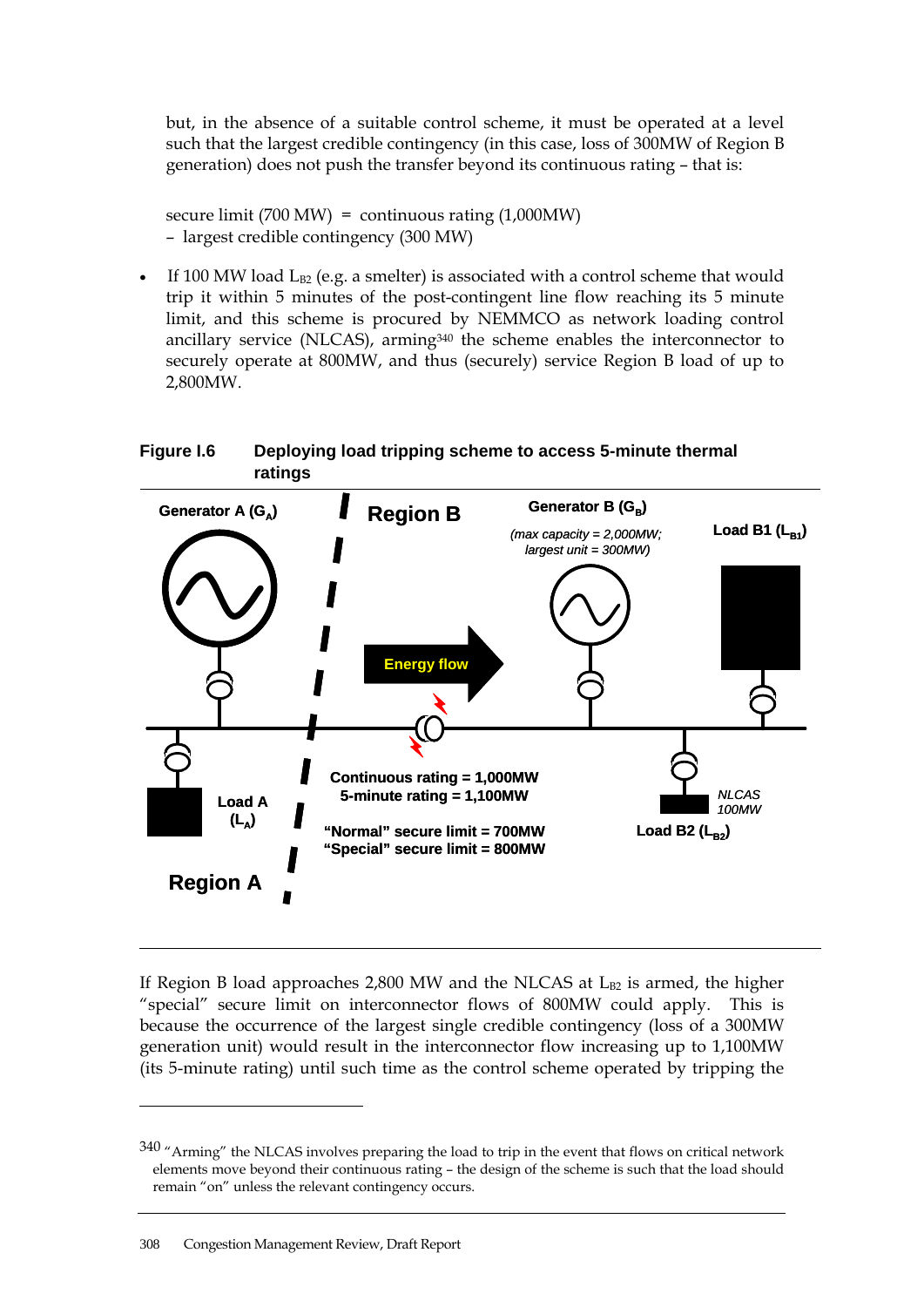but, in the absence of a suitable control scheme, it must be operated at a level such that the largest credible contingency (in this case, loss of 300MW of Region B generation) does not push the transfer beyond its continuous rating – that is:

secure limit (700 MW) = continuous rating (1,000MW)
– largest credible contingency (300 MW)

- If 100 MW load $L_{B2}$ (e.g. a smelter) is associated with a control scheme that would trip it within 5 minutes of the post-contingent line flow reaching its 5 minute limit, and this scheme is procured by NEMMCO as network loading control ancillary service (NLCAS), arming[340] the scheme enables the interconnector to securely operate at 800MW, and thus (securely) service Region B load of up to 2,800MW.

**Figure I.6 Deploying load tripping scheme to access 5-minute thermal ratings**

Generator A ($G_A$)

Region B

Generator B ($G_B$)

(max capacity = 2,000MW; largest unit = 300MW)

Load B1 ($L_{B1}$)

Energy flow

Continuous rating = 1,000MW
5-minute rating = 1,100MW

"Normal" secure limit = 700MW
"Special" secure limit = 800MW

Load A ($L_A$)

NLCAS 100MW

Load B2 ($L_{B2}$)

Region A

If Region B load approaches 2,800 MW and the NLCAS at $L_{B2}$ is armed, the higher "special" secure limit on interconnector flows of 800MW could apply. This is because the occurrence of the largest single credible contingency (loss of a 300MW generation unit) would result in the interconnector flow increasing up to 1,100MW (its 5-minute rating) until such time as the control scheme operated by tripping the

[340] "Arming" the NLCAS involves preparing the load to trip in the event that flows on critical network elements move beyond their continuous rating – the design of the scheme is such that the load should remain "on" unless the relevant contingency occurs.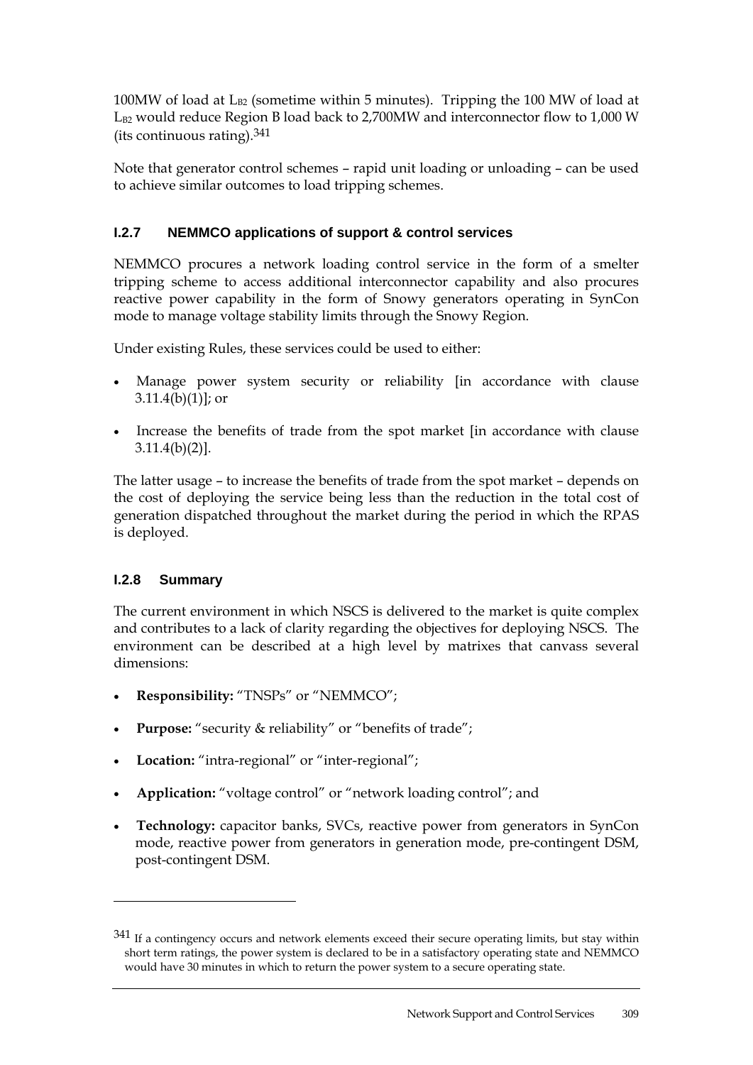100MW of load at $L_{B2}$ (sometime within 5 minutes). Tripping the 100 MW of load at $L_{B2}$ would reduce Region B load back to 2,700MW and interconnector flow to 1,000 W (its continuous rating).[341]

Note that generator control schemes – rapid unit loading or unloading – can be used to achieve similar outcomes to load tripping schemes.

### I.2.7 NEMMCO applications of support & control services

NEMMCO procures a network loading control service in the form of a smelter tripping scheme to access additional interconnector capability and also procures reactive power capability in the form of Snowy generators operating in SynCon mode to manage voltage stability limits through the Snowy Region.

Under existing Rules, these services could be used to either:

- Manage power system security or reliability [in accordance with clause 3.11.4(b)(1)]; or
- Increase the benefits of trade from the spot market [in accordance with clause 3.11.4(b)(2)].

The latter usage – to increase the benefits of trade from the spot market – depends on the cost of deploying the service being less than the reduction in the total cost of generation dispatched throughout the market during the period in which the RPAS is deployed.

### I.2.8 Summary

The current environment in which NSCS is delivered to the market is quite complex and contributes to a lack of clarity regarding the objectives for deploying NSCS. The environment can be described at a high level by matrixes that canvass several dimensions:

- **Responsibility:** "TNSPs" or "NEMMCO";
- **Purpose:** "security & reliability" or "benefits of trade";
- **Location:** "intra-regional" or "inter-regional";
- **Application:** "voltage control" or "network loading control"; and
- **Technology:** capacitor banks, SVCs, reactive power from generators in SynCon mode, reactive power from generators in generation mode, pre-contingent DSM, post-contingent DSM.

---

[341] If a contingency occurs and network elements exceed their secure operating limits, but stay within short term ratings, the power system is declared to be in a satisfactory operating state and NEMMCO would have 30 minutes in which to return the power system to a secure operating state.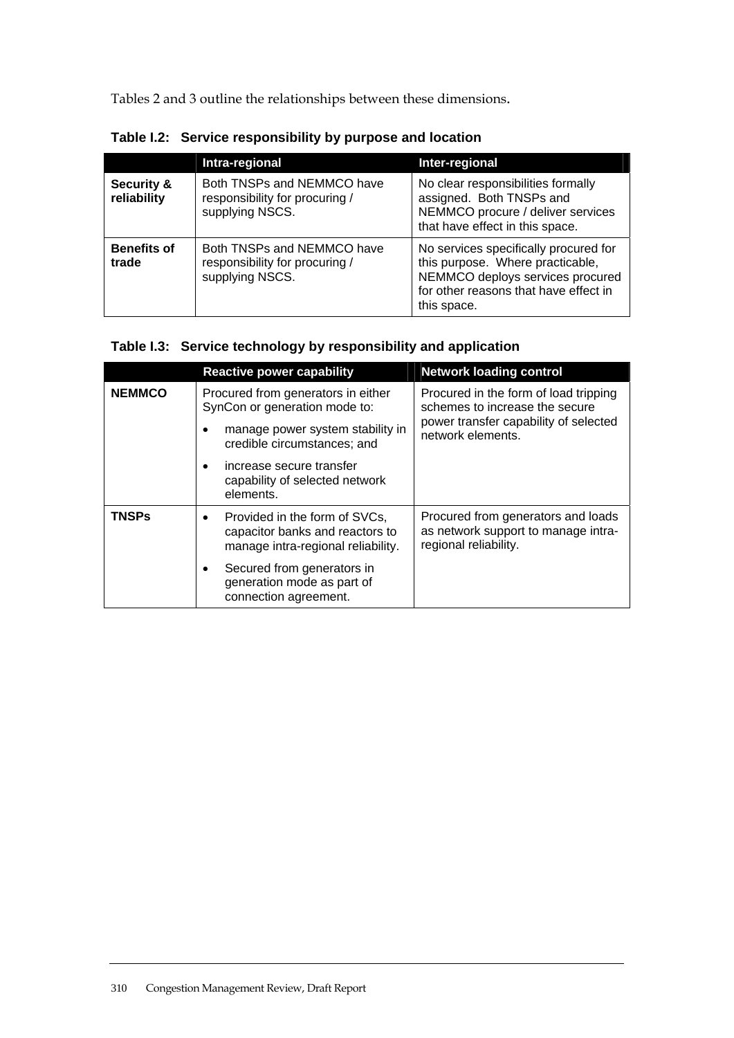Tables 2 and 3 outline the relationships between these dimensions.

**Table I.2: Service responsibility by purpose and location**

| | Intra-regional | Inter-regional |
|---|---|---|
| **Security & reliability** | Both TNSPs and NEMMCO have responsibility for procuring / supplying NSCS. | No clear responsibilities formally assigned. Both TNSPs and NEMMCO procure / deliver services that have effect in this space. |
| **Benefits of trade** | Both TNSPs and NEMMCO have responsibility for procuring / supplying NSCS. | No services specifically procured for this purpose. Where practicable, NEMMCO deploys services procured for other reasons that have effect in this space. |

**Table I.3: Service technology by responsibility and application**

| | Reactive power capability | Network loading control |
|---|---|---|
| **NEMMCO** | Procured from generators in either SynCon or generation mode to: <br>• manage power system stability in credible circumstances; and <br>• increase secure transfer capability of selected network elements. | Procured in the form of load tripping schemes to increase the secure power transfer capability of selected network elements. |
| **TNSPs** | • Provided in the form of SVCs, capacitor banks and reactors to manage intra-regional reliability. <br>• Secured from generators in generation mode as part of connection agreement. | Procured from generators and loads as network support to manage intra-regional reliability. |